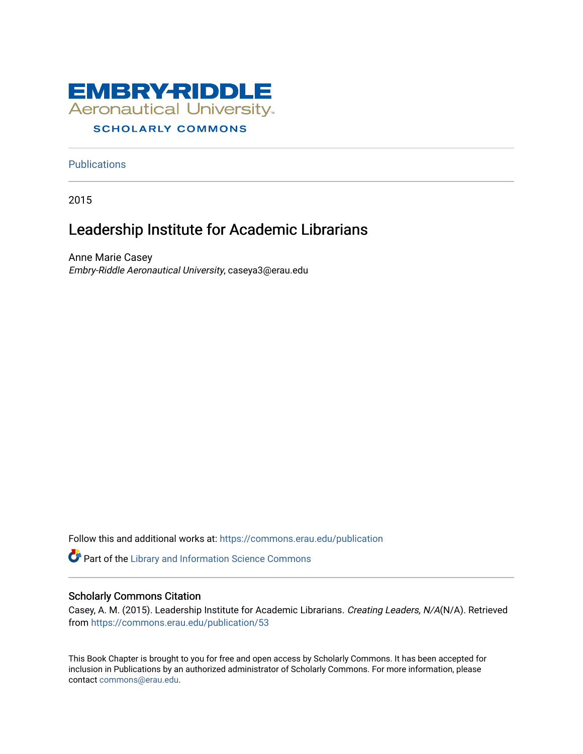EMBRY-RIDDLE
Aeronautical University
SCHOLARLY COMMONS

Publications

2015

# Leadership Institute for Academic Librarians

Anne Marie Casey
*Embry-Riddle Aeronautical University*, caseya3@erau.edu

Follow this and additional works at: https://commons.erau.edu/publication

Part of the Library and Information Science Commons

## Scholarly Commons Citation

Casey, A. M. (2015). Leadership Institute for Academic Librarians. *Creating Leaders, N/A*(N/A). Retrieved from https://commons.erau.edu/publication/53

This Book Chapter is brought to you for free and open access by Scholarly Commons. It has been accepted for inclusion in Publications by an authorized administrator of Scholarly Commons. For more information, please contact commons@erau.edu.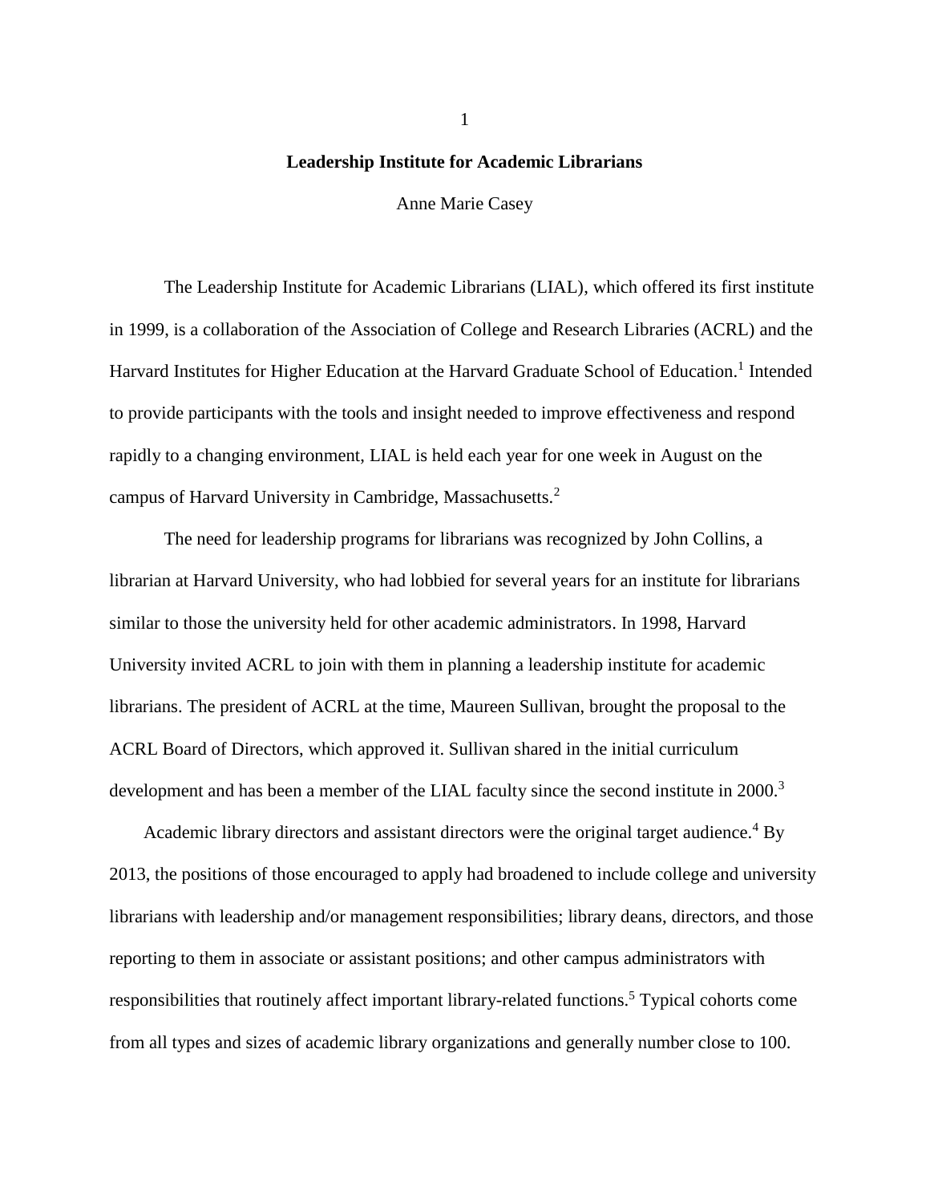# Leadership Institute for Academic Librarians

Anne Marie Casey

The Leadership Institute for Academic Librarians (LIAL), which offered its first institute in 1999, is a collaboration of the Association of College and Research Libraries (ACRL) and the Harvard Institutes for Higher Education at the Harvard Graduate School of Education.[1] Intended to provide participants with the tools and insight needed to improve effectiveness and respond rapidly to a changing environment, LIAL is held each year for one week in August on the campus of Harvard University in Cambridge, Massachusetts.[2]

The need for leadership programs for librarians was recognized by John Collins, a librarian at Harvard University, who had lobbied for several years for an institute for librarians similar to those the university held for other academic administrators. In 1998, Harvard University invited ACRL to join with them in planning a leadership institute for academic librarians. The president of ACRL at the time, Maureen Sullivan, brought the proposal to the ACRL Board of Directors, which approved it. Sullivan shared in the initial curriculum development and has been a member of the LIAL faculty since the second institute in 2000.[3]

Academic library directors and assistant directors were the original target audience.[4] By 2013, the positions of those encouraged to apply had broadened to include college and university librarians with leadership and/or management responsibilities; library deans, directors, and those reporting to them in associate or assistant positions; and other campus administrators with responsibilities that routinely affect important library-related functions.[5] Typical cohorts come from all types and sizes of academic library organizations and generally number close to 100.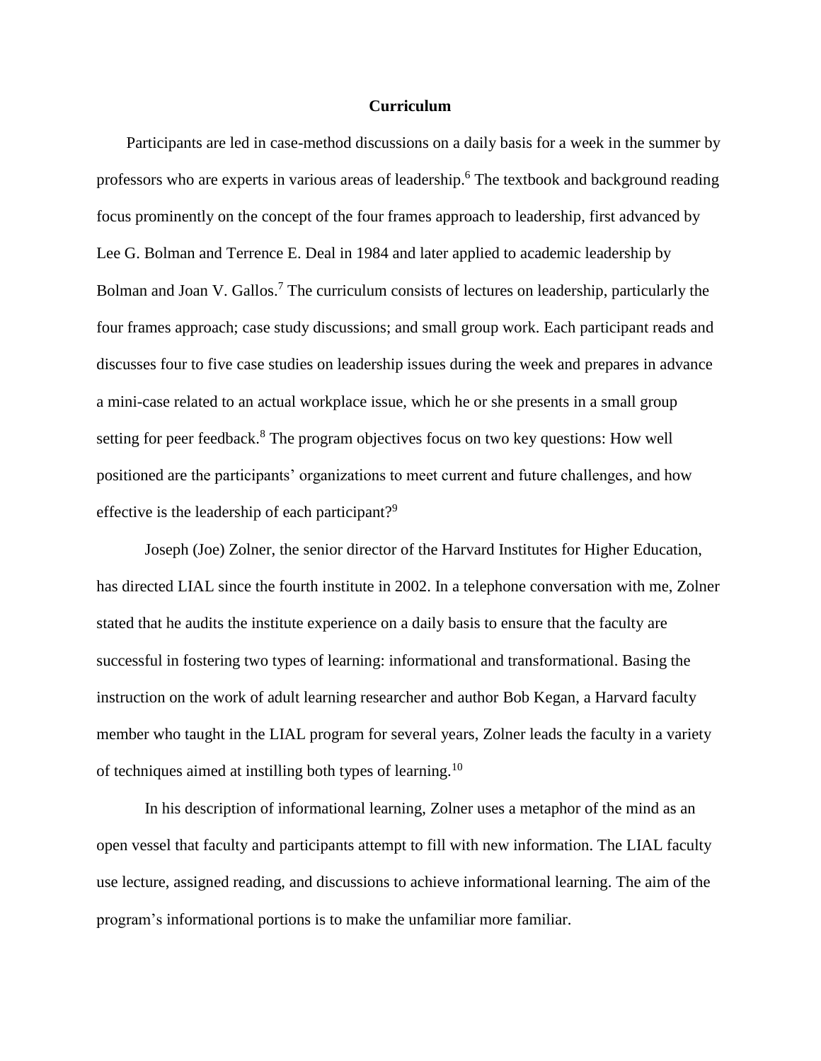## Curriculum

Participants are led in case-method discussions on a daily basis for a week in the summer by professors who are experts in various areas of leadership.[6] The textbook and background reading focus prominently on the concept of the four frames approach to leadership, first advanced by Lee G. Bolman and Terrence E. Deal in 1984 and later applied to academic leadership by Bolman and Joan V. Gallos.[7] The curriculum consists of lectures on leadership, particularly the four frames approach; case study discussions; and small group work. Each participant reads and discusses four to five case studies on leadership issues during the week and prepares in advance a mini-case related to an actual workplace issue, which he or she presents in a small group setting for peer feedback.[8] The program objectives focus on two key questions: How well positioned are the participants' organizations to meet current and future challenges, and how effective is the leadership of each participant?[9]

Joseph (Joe) Zolner, the senior director of the Harvard Institutes for Higher Education, has directed LIAL since the fourth institute in 2002. In a telephone conversation with me, Zolner stated that he audits the institute experience on a daily basis to ensure that the faculty are successful in fostering two types of learning: informational and transformational. Basing the instruction on the work of adult learning researcher and author Bob Kegan, a Harvard faculty member who taught in the LIAL program for several years, Zolner leads the faculty in a variety of techniques aimed at instilling both types of learning.[10]

In his description of informational learning, Zolner uses a metaphor of the mind as an open vessel that faculty and participants attempt to fill with new information. The LIAL faculty use lecture, assigned reading, and discussions to achieve informational learning. The aim of the program's informational portions is to make the unfamiliar more familiar.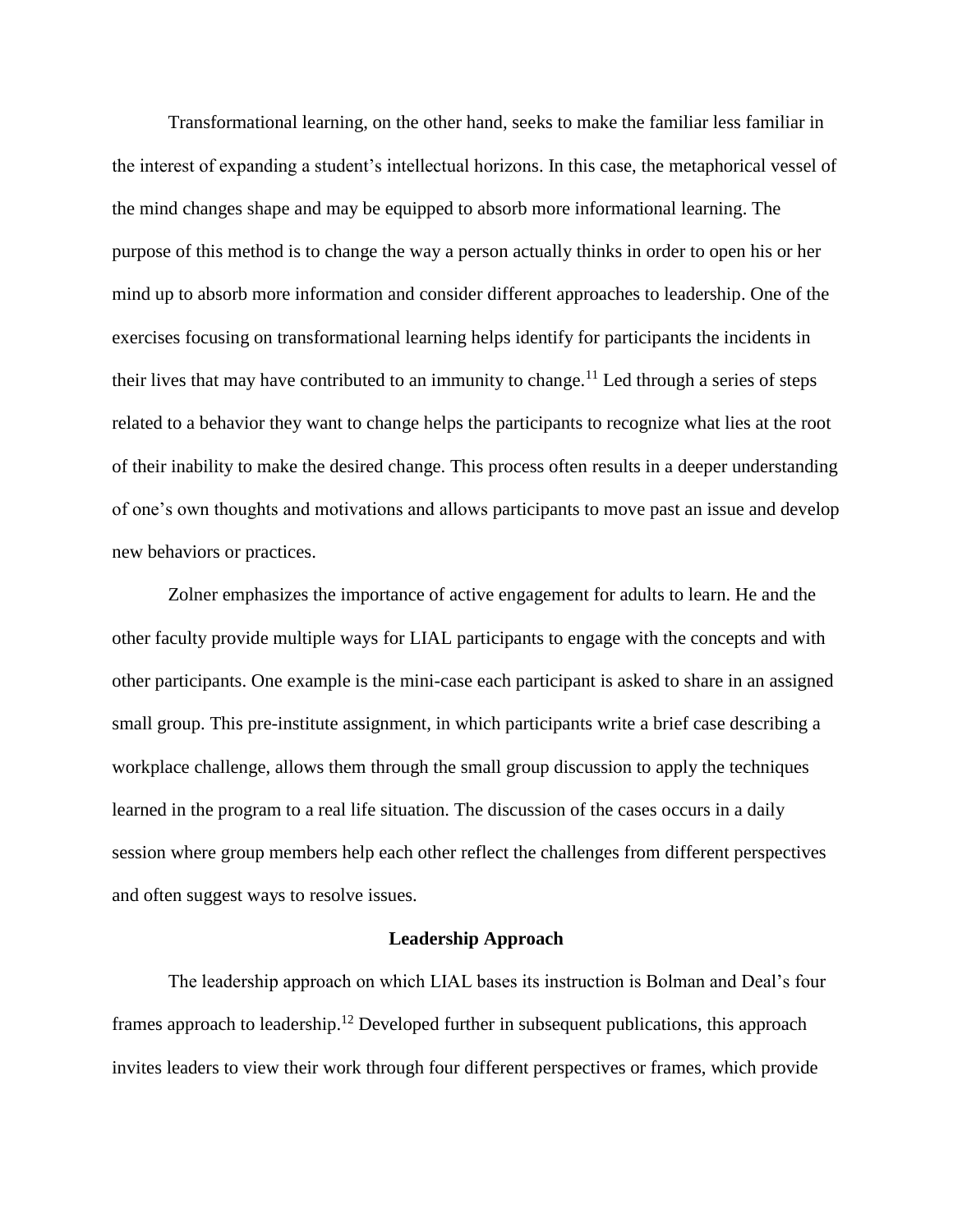Transformational learning, on the other hand, seeks to make the familiar less familiar in the interest of expanding a student's intellectual horizons. In this case, the metaphorical vessel of the mind changes shape and may be equipped to absorb more informational learning. The purpose of this method is to change the way a person actually thinks in order to open his or her mind up to absorb more information and consider different approaches to leadership. One of the exercises focusing on transformational learning helps identify for participants the incidents in their lives that may have contributed to an immunity to change.[11] Led through a series of steps related to a behavior they want to change helps the participants to recognize what lies at the root of their inability to make the desired change. This process often results in a deeper understanding of one's own thoughts and motivations and allows participants to move past an issue and develop new behaviors or practices.

Zolner emphasizes the importance of active engagement for adults to learn. He and the other faculty provide multiple ways for LIAL participants to engage with the concepts and with other participants. One example is the mini-case each participant is asked to share in an assigned small group. This pre-institute assignment, in which participants write a brief case describing a workplace challenge, allows them through the small group discussion to apply the techniques learned in the program to a real life situation. The discussion of the cases occurs in a daily session where group members help each other reflect the challenges from different perspectives and often suggest ways to resolve issues.

## Leadership Approach

The leadership approach on which LIAL bases its instruction is Bolman and Deal's four frames approach to leadership.[12] Developed further in subsequent publications, this approach invites leaders to view their work through four different perspectives or frames, which provide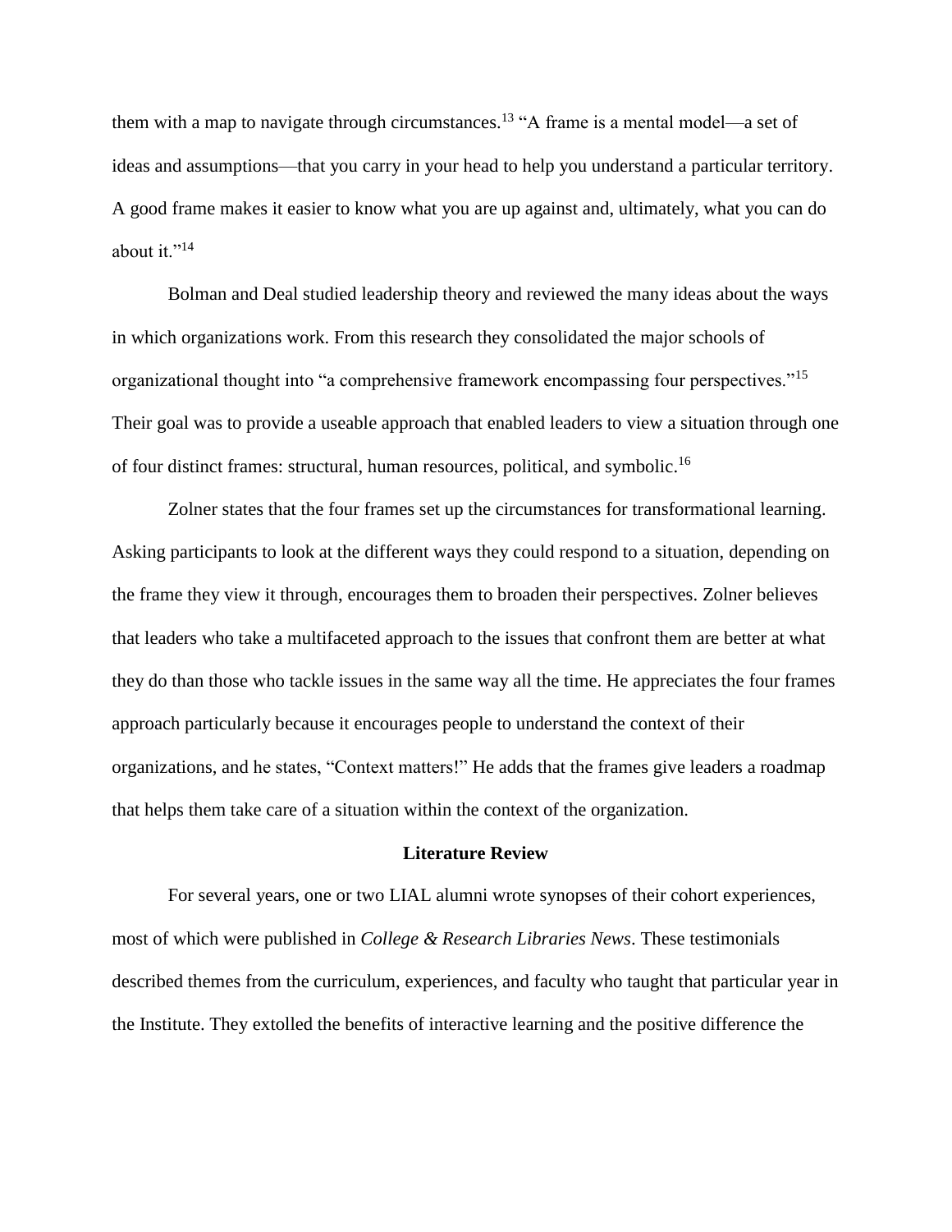them with a map to navigate through circumstances.[13] "A frame is a mental model—a set of ideas and assumptions—that you carry in your head to help you understand a particular territory. A good frame makes it easier to know what you are up against and, ultimately, what you can do about it."[14]

Bolman and Deal studied leadership theory and reviewed the many ideas about the ways in which organizations work. From this research they consolidated the major schools of organizational thought into "a comprehensive framework encompassing four perspectives."[15] Their goal was to provide a useable approach that enabled leaders to view a situation through one of four distinct frames: structural, human resources, political, and symbolic.[16]

Zolner states that the four frames set up the circumstances for transformational learning. Asking participants to look at the different ways they could respond to a situation, depending on the frame they view it through, encourages them to broaden their perspectives. Zolner believes that leaders who take a multifaceted approach to the issues that confront them are better at what they do than those who tackle issues in the same way all the time. He appreciates the four frames approach particularly because it encourages people to understand the context of their organizations, and he states, "Context matters!" He adds that the frames give leaders a roadmap that helps them take care of a situation within the context of the organization.

## Literature Review

For several years, one or two LIAL alumni wrote synopses of their cohort experiences, most of which were published in *College & Research Libraries News*. These testimonials described themes from the curriculum, experiences, and faculty who taught that particular year in the Institute. They extolled the benefits of interactive learning and the positive difference the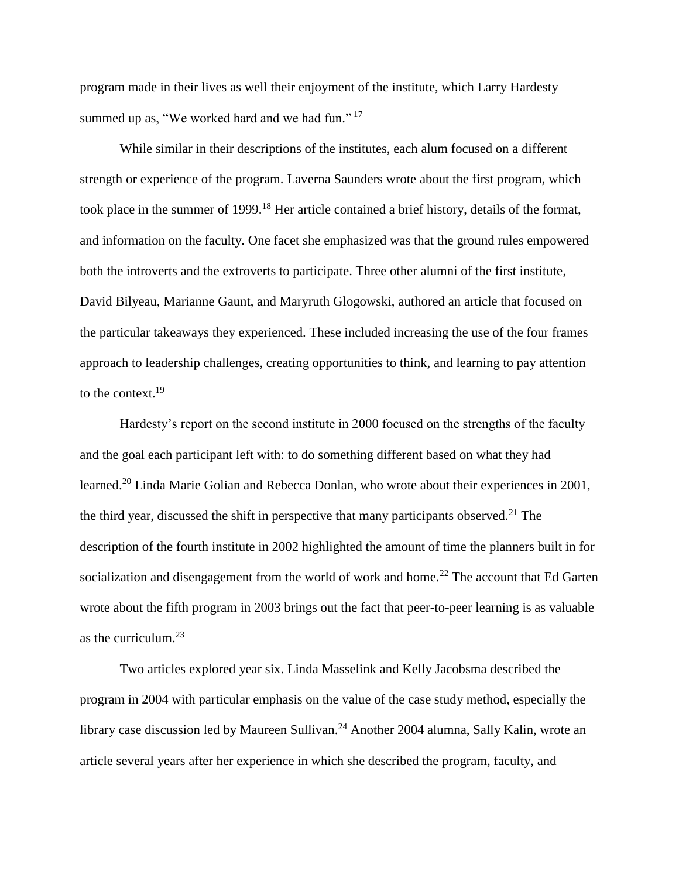program made in their lives as well their enjoyment of the institute, which Larry Hardesty summed up as, "We worked hard and we had fun." [17]

While similar in their descriptions of the institutes, each alum focused on a different strength or experience of the program. Laverna Saunders wrote about the first program, which took place in the summer of 1999.[18] Her article contained a brief history, details of the format, and information on the faculty. One facet she emphasized was that the ground rules empowered both the introverts and the extroverts to participate. Three other alumni of the first institute, David Bilyeau, Marianne Gaunt, and Maryruth Glogowski, authored an article that focused on the particular takeaways they experienced. These included increasing the use of the four frames approach to leadership challenges, creating opportunities to think, and learning to pay attention to the context.[19]

Hardesty's report on the second institute in 2000 focused on the strengths of the faculty and the goal each participant left with: to do something different based on what they had learned.[20] Linda Marie Golian and Rebecca Donlan, who wrote about their experiences in 2001, the third year, discussed the shift in perspective that many participants observed.[21] The description of the fourth institute in 2002 highlighted the amount of time the planners built in for socialization and disengagement from the world of work and home.[22] The account that Ed Garten wrote about the fifth program in 2003 brings out the fact that peer-to-peer learning is as valuable as the curriculum.[23]

Two articles explored year six. Linda Masselink and Kelly Jacobsma described the program in 2004 with particular emphasis on the value of the case study method, especially the library case discussion led by Maureen Sullivan.[24] Another 2004 alumna, Sally Kalin, wrote an article several years after her experience in which she described the program, faculty, and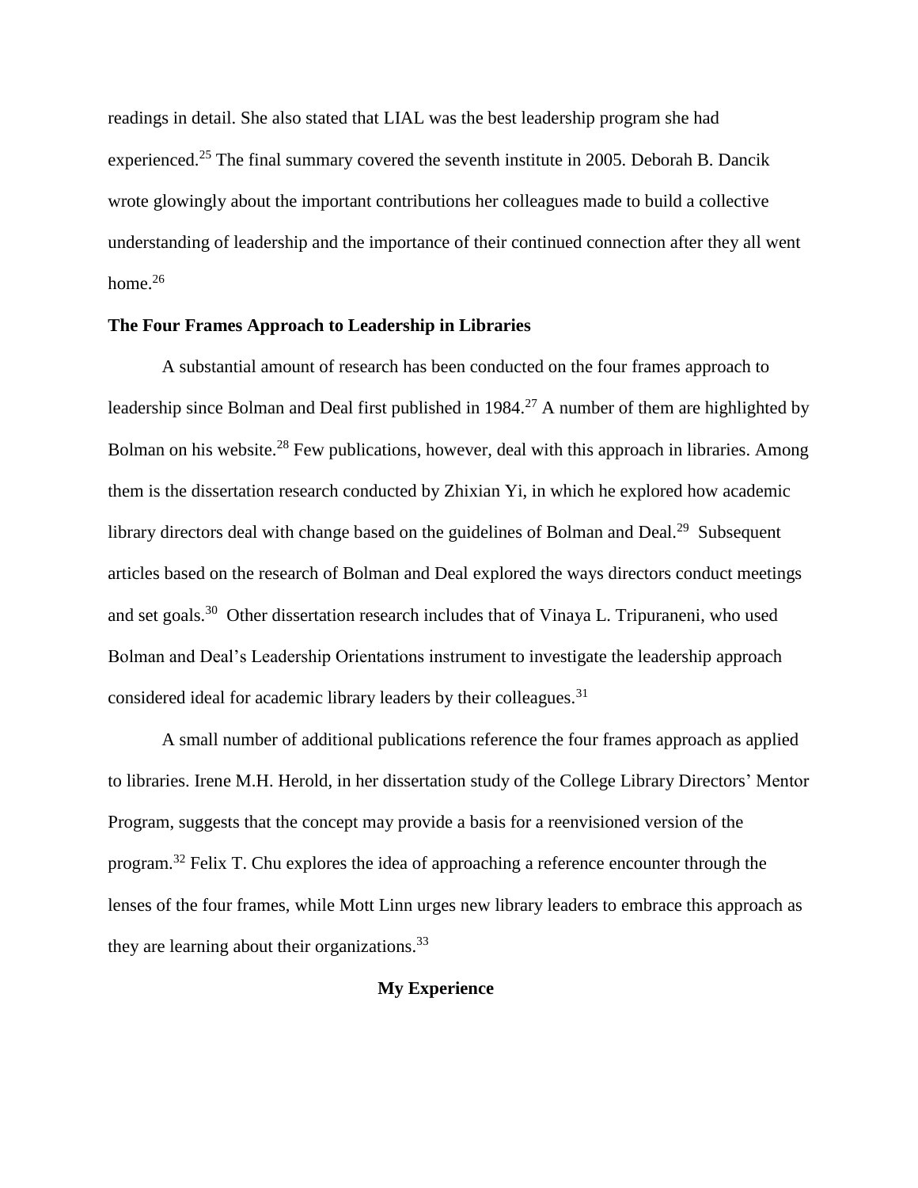readings in detail. She also stated that LIAL was the best leadership program she had experienced.[25] The final summary covered the seventh institute in 2005. Deborah B. Dancik wrote glowingly about the important contributions her colleagues made to build a collective understanding of leadership and the importance of their continued connection after they all went home.[26]

**The Four Frames Approach to Leadership in Libraries**

A substantial amount of research has been conducted on the four frames approach to leadership since Bolman and Deal first published in 1984.[27] A number of them are highlighted by Bolman on his website.[28] Few publications, however, deal with this approach in libraries. Among them is the dissertation research conducted by Zhixian Yi, in which he explored how academic library directors deal with change based on the guidelines of Bolman and Deal.[29] Subsequent articles based on the research of Bolman and Deal explored the ways directors conduct meetings and set goals.[30] Other dissertation research includes that of Vinaya L. Tripuraneni, who used Bolman and Deal's Leadership Orientations instrument to investigate the leadership approach considered ideal for academic library leaders by their colleagues.[31]

A small number of additional publications reference the four frames approach as applied to libraries. Irene M.H. Herold, in her dissertation study of the College Library Directors' Mentor Program, suggests that the concept may provide a basis for a reenvisioned version of the program.[32] Felix T. Chu explores the idea of approaching a reference encounter through the lenses of the four frames, while Mott Linn urges new library leaders to embrace this approach as they are learning about their organizations.[33]

**My Experience**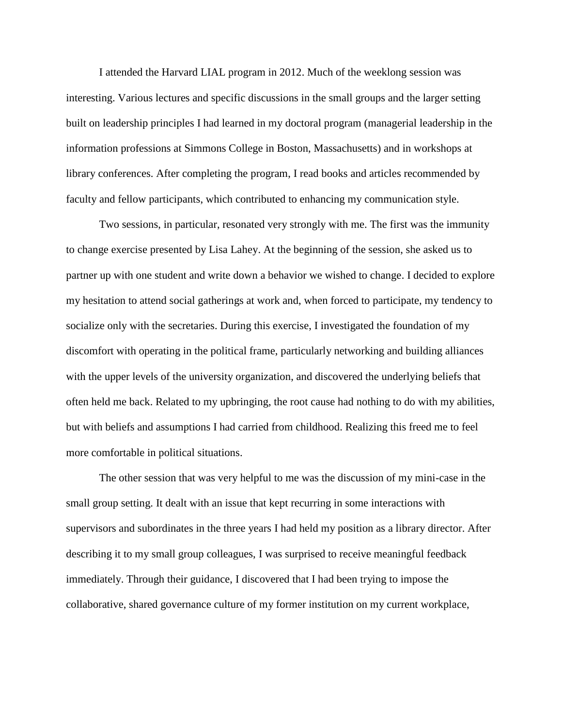I attended the Harvard LIAL program in 2012. Much of the weeklong session was interesting. Various lectures and specific discussions in the small groups and the larger setting built on leadership principles I had learned in my doctoral program (managerial leadership in the information professions at Simmons College in Boston, Massachusetts) and in workshops at library conferences. After completing the program, I read books and articles recommended by faculty and fellow participants, which contributed to enhancing my communication style.

Two sessions, in particular, resonated very strongly with me. The first was the immunity to change exercise presented by Lisa Lahey. At the beginning of the session, she asked us to partner up with one student and write down a behavior we wished to change. I decided to explore my hesitation to attend social gatherings at work and, when forced to participate, my tendency to socialize only with the secretaries. During this exercise, I investigated the foundation of my discomfort with operating in the political frame, particularly networking and building alliances with the upper levels of the university organization, and discovered the underlying beliefs that often held me back. Related to my upbringing, the root cause had nothing to do with my abilities, but with beliefs and assumptions I had carried from childhood. Realizing this freed me to feel more comfortable in political situations.

The other session that was very helpful to me was the discussion of my mini-case in the small group setting. It dealt with an issue that kept recurring in some interactions with supervisors and subordinates in the three years I had held my position as a library director. After describing it to my small group colleagues, I was surprised to receive meaningful feedback immediately. Through their guidance, I discovered that I had been trying to impose the collaborative, shared governance culture of my former institution on my current workplace,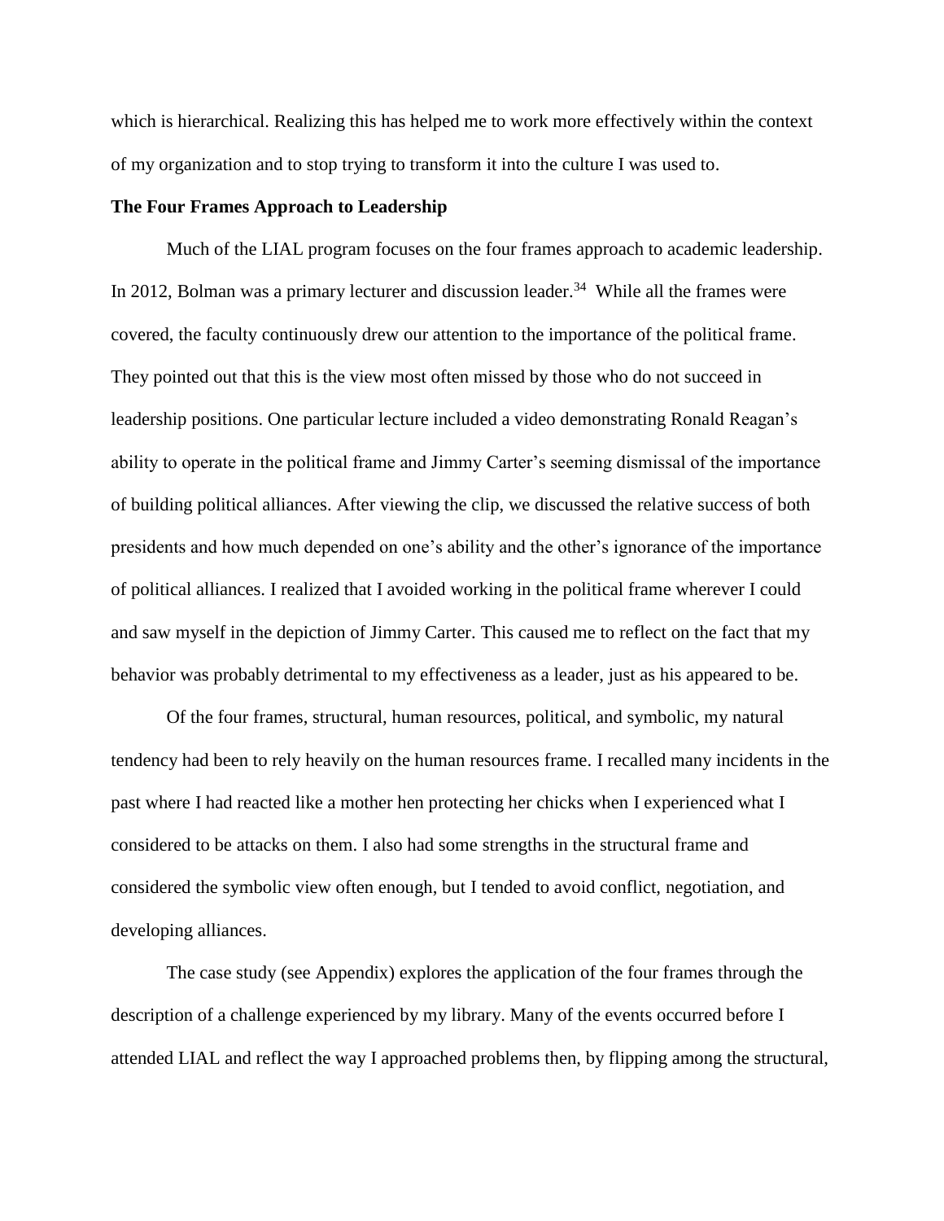which is hierarchical. Realizing this has helped me to work more effectively within the context of my organization and to stop trying to transform it into the culture I was used to.

**The Four Frames Approach to Leadership**

Much of the LIAL program focuses on the four frames approach to academic leadership. In 2012, Bolman was a primary lecturer and discussion leader.[34] While all the frames were covered, the faculty continuously drew our attention to the importance of the political frame. They pointed out that this is the view most often missed by those who do not succeed in leadership positions. One particular lecture included a video demonstrating Ronald Reagan's ability to operate in the political frame and Jimmy Carter's seeming dismissal of the importance of building political alliances. After viewing the clip, we discussed the relative success of both presidents and how much depended on one's ability and the other's ignorance of the importance of political alliances. I realized that I avoided working in the political frame wherever I could and saw myself in the depiction of Jimmy Carter. This caused me to reflect on the fact that my behavior was probably detrimental to my effectiveness as a leader, just as his appeared to be.

Of the four frames, structural, human resources, political, and symbolic, my natural tendency had been to rely heavily on the human resources frame. I recalled many incidents in the past where I had reacted like a mother hen protecting her chicks when I experienced what I considered to be attacks on them. I also had some strengths in the structural frame and considered the symbolic view often enough, but I tended to avoid conflict, negotiation, and developing alliances.

The case study (see Appendix) explores the application of the four frames through the description of a challenge experienced by my library. Many of the events occurred before I attended LIAL and reflect the way I approached problems then, by flipping among the structural,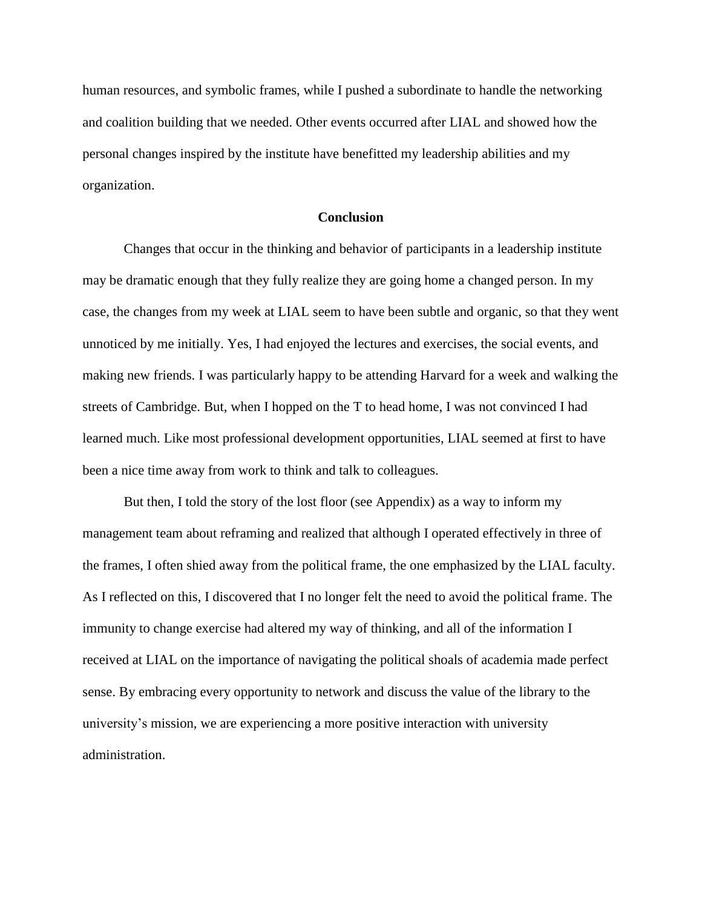human resources, and symbolic frames, while I pushed a subordinate to handle the networking and coalition building that we needed. Other events occurred after LIAL and showed how the personal changes inspired by the institute have benefitted my leadership abilities and my organization.

## Conclusion

Changes that occur in the thinking and behavior of participants in a leadership institute may be dramatic enough that they fully realize they are going home a changed person. In my case, the changes from my week at LIAL seem to have been subtle and organic, so that they went unnoticed by me initially. Yes, I had enjoyed the lectures and exercises, the social events, and making new friends. I was particularly happy to be attending Harvard for a week and walking the streets of Cambridge. But, when I hopped on the T to head home, I was not convinced I had learned much. Like most professional development opportunities, LIAL seemed at first to have been a nice time away from work to think and talk to colleagues.

But then, I told the story of the lost floor (see Appendix) as a way to inform my management team about reframing and realized that although I operated effectively in three of the frames, I often shied away from the political frame, the one emphasized by the LIAL faculty. As I reflected on this, I discovered that I no longer felt the need to avoid the political frame. The immunity to change exercise had altered my way of thinking, and all of the information I received at LIAL on the importance of navigating the political shoals of academia made perfect sense. By embracing every opportunity to network and discuss the value of the library to the university's mission, we are experiencing a more positive interaction with university administration.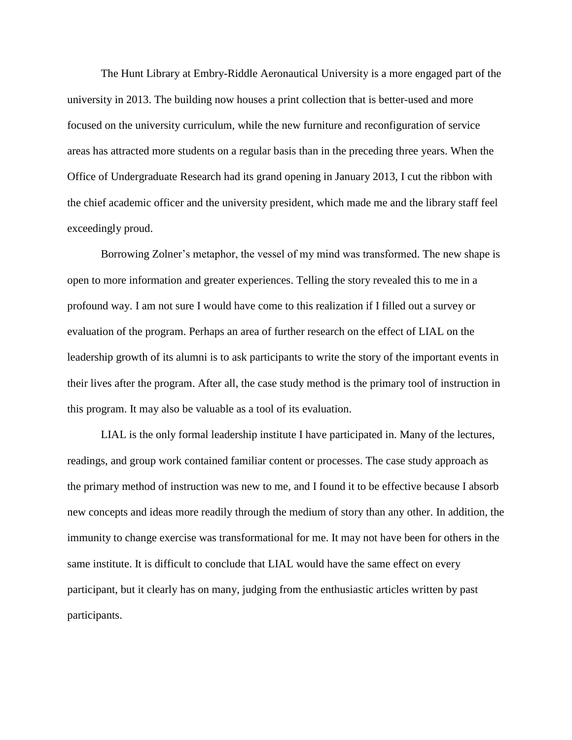The Hunt Library at Embry-Riddle Aeronautical University is a more engaged part of the university in 2013. The building now houses a print collection that is better-used and more focused on the university curriculum, while the new furniture and reconfiguration of service areas has attracted more students on a regular basis than in the preceding three years. When the Office of Undergraduate Research had its grand opening in January 2013, I cut the ribbon with the chief academic officer and the university president, which made me and the library staff feel exceedingly proud.

Borrowing Zolner's metaphor, the vessel of my mind was transformed. The new shape is open to more information and greater experiences. Telling the story revealed this to me in a profound way. I am not sure I would have come to this realization if I filled out a survey or evaluation of the program. Perhaps an area of further research on the effect of LIAL on the leadership growth of its alumni is to ask participants to write the story of the important events in their lives after the program. After all, the case study method is the primary tool of instruction in this program. It may also be valuable as a tool of its evaluation.

LIAL is the only formal leadership institute I have participated in. Many of the lectures, readings, and group work contained familiar content or processes. The case study approach as the primary method of instruction was new to me, and I found it to be effective because I absorb new concepts and ideas more readily through the medium of story than any other. In addition, the immunity to change exercise was transformational for me. It may not have been for others in the same institute. It is difficult to conclude that LIAL would have the same effect on every participant, but it clearly has on many, judging from the enthusiastic articles written by past participants.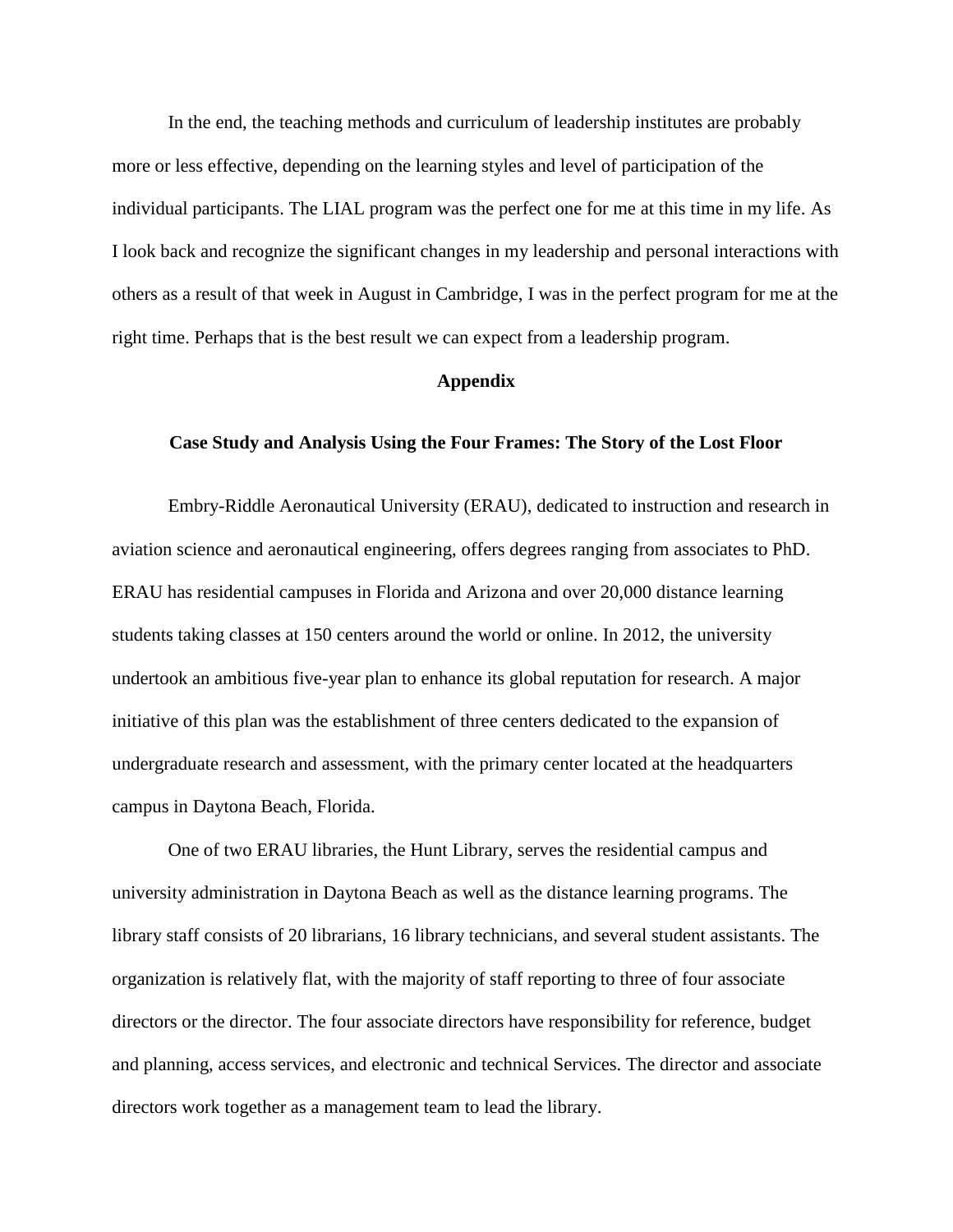In the end, the teaching methods and curriculum of leadership institutes are probably more or less effective, depending on the learning styles and level of participation of the individual participants. The LIAL program was the perfect one for me at this time in my life. As I look back and recognize the significant changes in my leadership and personal interactions with others as a result of that week in August in Cambridge, I was in the perfect program for me at the right time. Perhaps that is the best result we can expect from a leadership program.

## Appendix

### Case Study and Analysis Using the Four Frames: The Story of the Lost Floor

Embry-Riddle Aeronautical University (ERAU), dedicated to instruction and research in aviation science and aeronautical engineering, offers degrees ranging from associates to PhD. ERAU has residential campuses in Florida and Arizona and over 20,000 distance learning students taking classes at 150 centers around the world or online. In 2012, the university undertook an ambitious five-year plan to enhance its global reputation for research. A major initiative of this plan was the establishment of three centers dedicated to the expansion of undergraduate research and assessment, with the primary center located at the headquarters campus in Daytona Beach, Florida.

One of two ERAU libraries, the Hunt Library, serves the residential campus and university administration in Daytona Beach as well as the distance learning programs. The library staff consists of 20 librarians, 16 library technicians, and several student assistants. The organization is relatively flat, with the majority of staff reporting to three of four associate directors or the director. The four associate directors have responsibility for reference, budget and planning, access services, and electronic and technical Services. The director and associate directors work together as a management team to lead the library.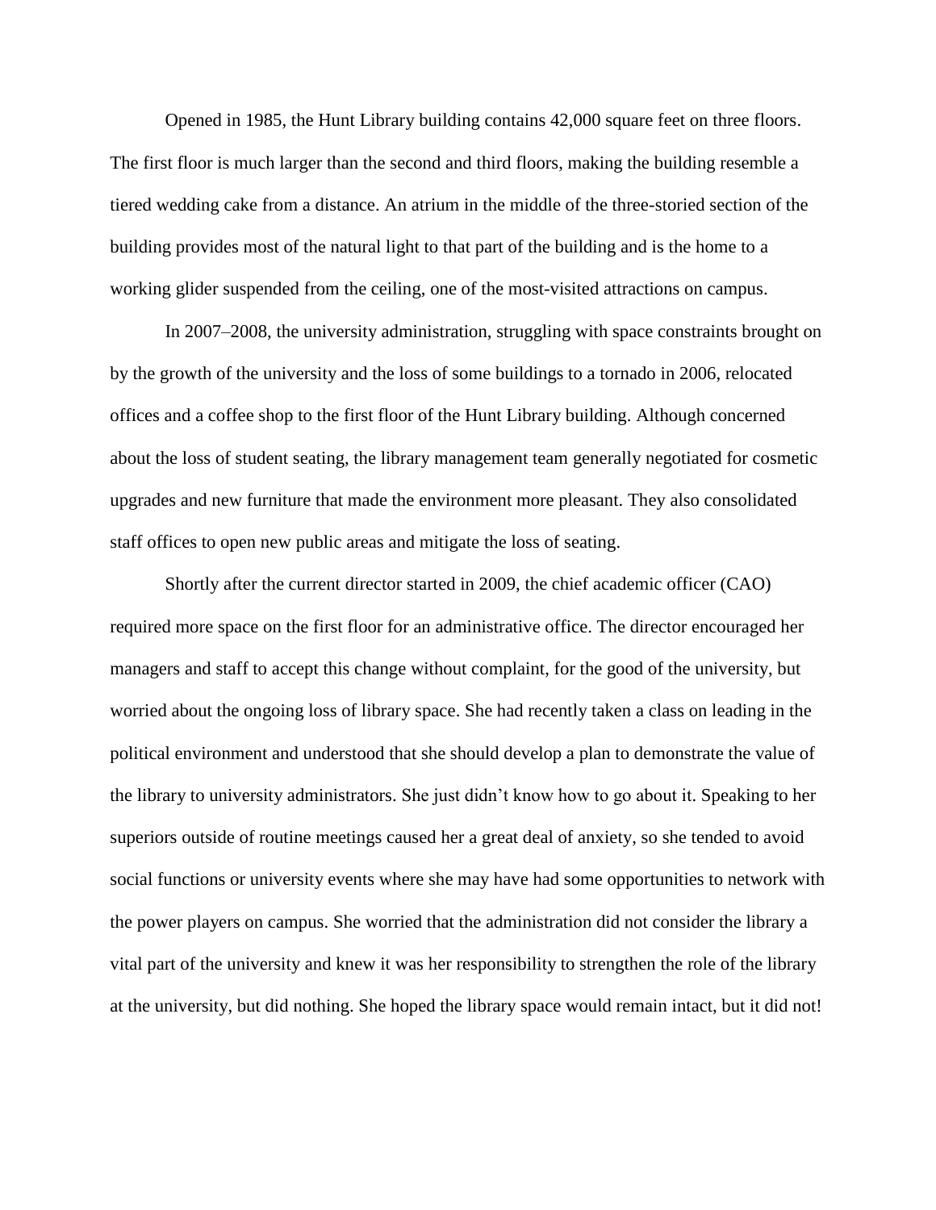Opened in 1985, the Hunt Library building contains 42,000 square feet on three floors. The first floor is much larger than the second and third floors, making the building resemble a tiered wedding cake from a distance. An atrium in the middle of the three-storied section of the building provides most of the natural light to that part of the building and is the home to a working glider suspended from the ceiling, one of the most-visited attractions on campus.

In 2007–2008, the university administration, struggling with space constraints brought on by the growth of the university and the loss of some buildings to a tornado in 2006, relocated offices and a coffee shop to the first floor of the Hunt Library building. Although concerned about the loss of student seating, the library management team generally negotiated for cosmetic upgrades and new furniture that made the environment more pleasant. They also consolidated staff offices to open new public areas and mitigate the loss of seating.

Shortly after the current director started in 2009, the chief academic officer (CAO) required more space on the first floor for an administrative office. The director encouraged her managers and staff to accept this change without complaint, for the good of the university, but worried about the ongoing loss of library space. She had recently taken a class on leading in the political environment and understood that she should develop a plan to demonstrate the value of the library to university administrators. She just didn't know how to go about it. Speaking to her superiors outside of routine meetings caused her a great deal of anxiety, so she tended to avoid social functions or university events where she may have had some opportunities to network with the power players on campus. She worried that the administration did not consider the library a vital part of the university and knew it was her responsibility to strengthen the role of the library at the university, but did nothing. She hoped the library space would remain intact, but it did not!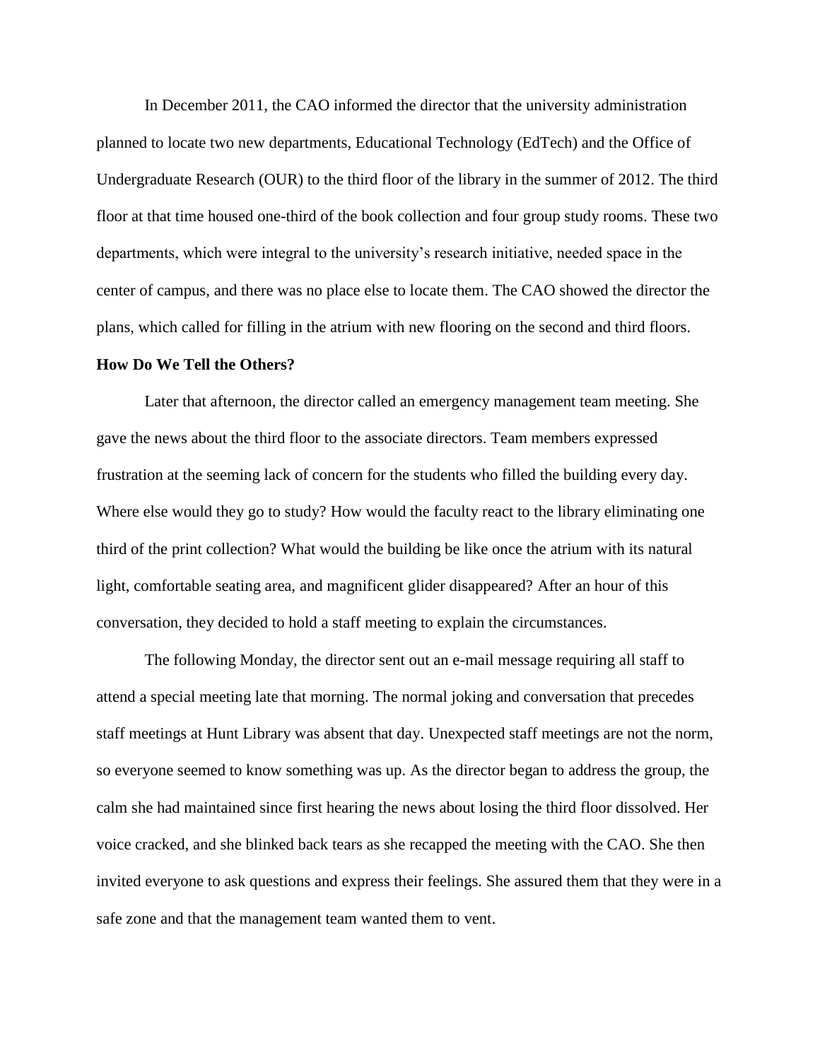In December 2011, the CAO informed the director that the university administration planned to locate two new departments, Educational Technology (EdTech) and the Office of Undergraduate Research (OUR) to the third floor of the library in the summer of 2012. The third floor at that time housed one-third of the book collection and four group study rooms. These two departments, which were integral to the university's research initiative, needed space in the center of campus, and there was no place else to locate them. The CAO showed the director the plans, which called for filling in the atrium with new flooring on the second and third floors.

**How Do We Tell the Others?**

Later that afternoon, the director called an emergency management team meeting. She gave the news about the third floor to the associate directors. Team members expressed frustration at the seeming lack of concern for the students who filled the building every day. Where else would they go to study? How would the faculty react to the library eliminating one third of the print collection? What would the building be like once the atrium with its natural light, comfortable seating area, and magnificent glider disappeared? After an hour of this conversation, they decided to hold a staff meeting to explain the circumstances.

The following Monday, the director sent out an e-mail message requiring all staff to attend a special meeting late that morning. The normal joking and conversation that precedes staff meetings at Hunt Library was absent that day. Unexpected staff meetings are not the norm, so everyone seemed to know something was up. As the director began to address the group, the calm she had maintained since first hearing the news about losing the third floor dissolved. Her voice cracked, and she blinked back tears as she recapped the meeting with the CAO. She then invited everyone to ask questions and express their feelings. She assured them that they were in a safe zone and that the management team wanted them to vent.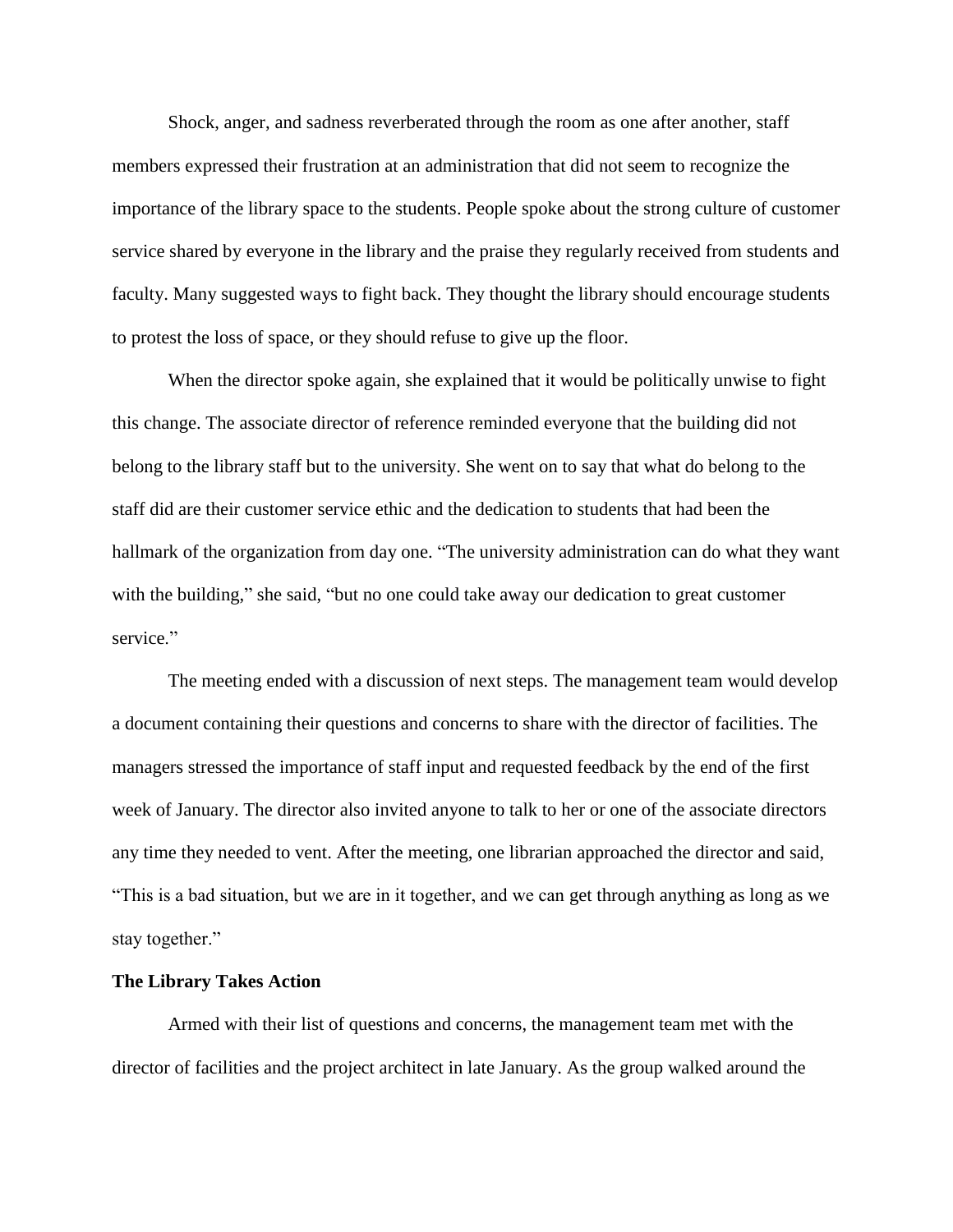Shock, anger, and sadness reverberated through the room as one after another, staff members expressed their frustration at an administration that did not seem to recognize the importance of the library space to the students. People spoke about the strong culture of customer service shared by everyone in the library and the praise they regularly received from students and faculty. Many suggested ways to fight back. They thought the library should encourage students to protest the loss of space, or they should refuse to give up the floor.

When the director spoke again, she explained that it would be politically unwise to fight this change. The associate director of reference reminded everyone that the building did not belong to the library staff but to the university. She went on to say that what do belong to the staff did are their customer service ethic and the dedication to students that had been the hallmark of the organization from day one. "The university administration can do what they want with the building," she said, "but no one could take away our dedication to great customer service."

The meeting ended with a discussion of next steps. The management team would develop a document containing their questions and concerns to share with the director of facilities. The managers stressed the importance of staff input and requested feedback by the end of the first week of January. The director also invited anyone to talk to her or one of the associate directors any time they needed to vent. After the meeting, one librarian approached the director and said, "This is a bad situation, but we are in it together, and we can get through anything as long as we stay together."

**The Library Takes Action**

Armed with their list of questions and concerns, the management team met with the director of facilities and the project architect in late January. As the group walked around the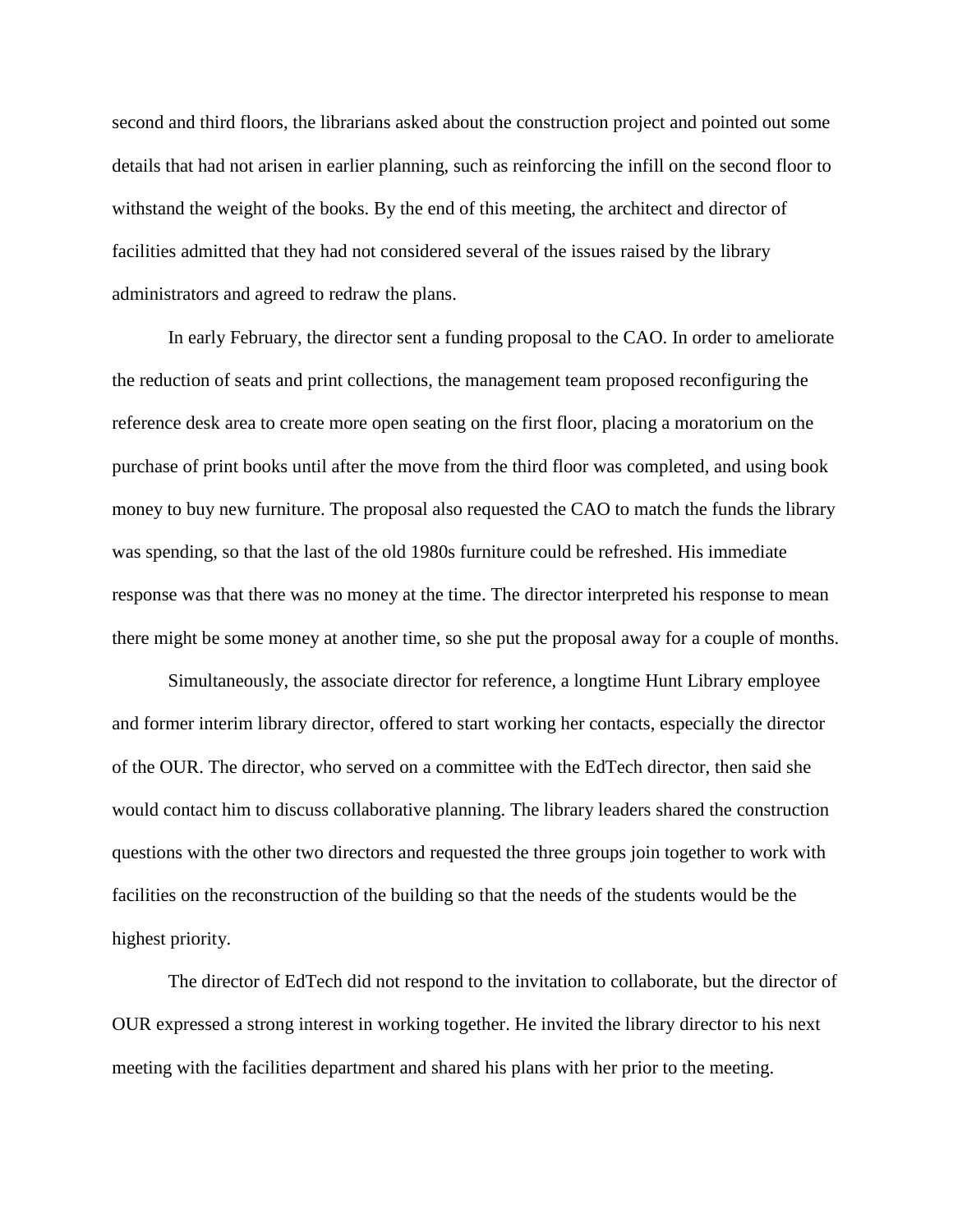second and third floors, the librarians asked about the construction project and pointed out some details that had not arisen in earlier planning, such as reinforcing the infill on the second floor to withstand the weight of the books. By the end of this meeting, the architect and director of facilities admitted that they had not considered several of the issues raised by the library administrators and agreed to redraw the plans.

In early February, the director sent a funding proposal to the CAO. In order to ameliorate the reduction of seats and print collections, the management team proposed reconfiguring the reference desk area to create more open seating on the first floor, placing a moratorium on the purchase of print books until after the move from the third floor was completed, and using book money to buy new furniture. The proposal also requested the CAO to match the funds the library was spending, so that the last of the old 1980s furniture could be refreshed. His immediate response was that there was no money at the time. The director interpreted his response to mean there might be some money at another time, so she put the proposal away for a couple of months.

Simultaneously, the associate director for reference, a longtime Hunt Library employee and former interim library director, offered to start working her contacts, especially the director of the OUR. The director, who served on a committee with the EdTech director, then said she would contact him to discuss collaborative planning. The library leaders shared the construction questions with the other two directors and requested the three groups join together to work with facilities on the reconstruction of the building so that the needs of the students would be the highest priority.

The director of EdTech did not respond to the invitation to collaborate, but the director of OUR expressed a strong interest in working together. He invited the library director to his next meeting with the facilities department and shared his plans with her prior to the meeting.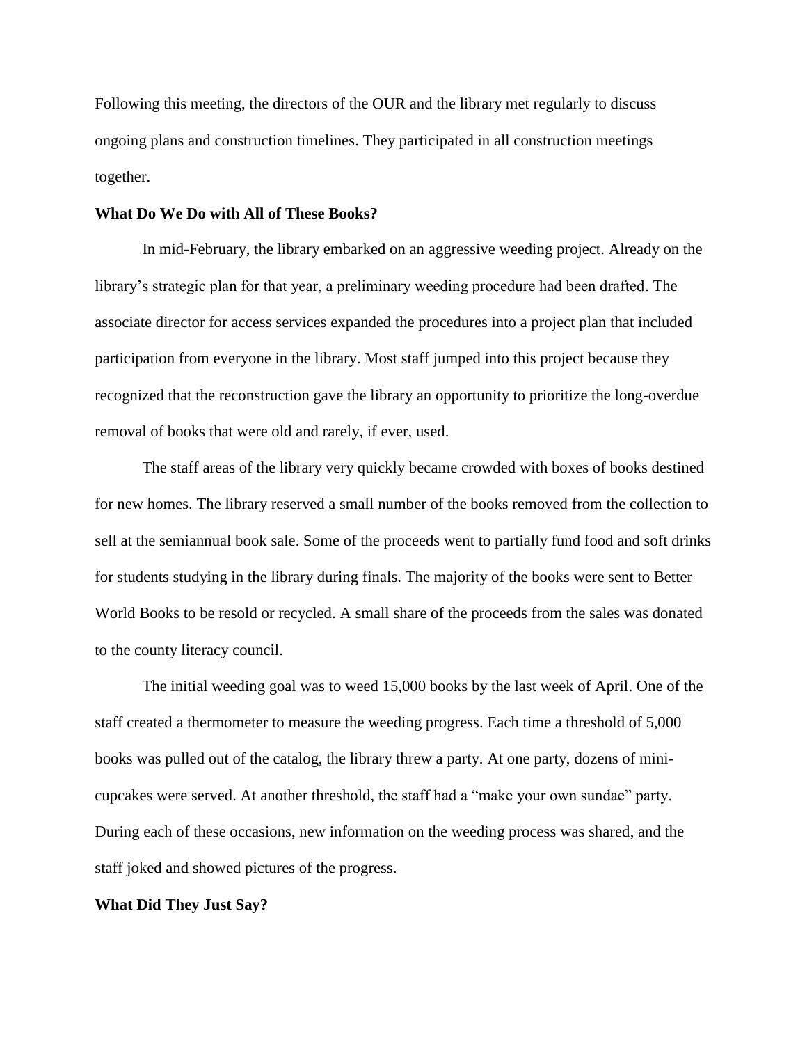Following this meeting, the directors of the OUR and the library met regularly to discuss ongoing plans and construction timelines. They participated in all construction meetings together.

**What Do We Do with All of These Books?**

In mid-February, the library embarked on an aggressive weeding project. Already on the library's strategic plan for that year, a preliminary weeding procedure had been drafted. The associate director for access services expanded the procedures into a project plan that included participation from everyone in the library. Most staff jumped into this project because they recognized that the reconstruction gave the library an opportunity to prioritize the long-overdue removal of books that were old and rarely, if ever, used.

The staff areas of the library very quickly became crowded with boxes of books destined for new homes. The library reserved a small number of the books removed from the collection to sell at the semiannual book sale. Some of the proceeds went to partially fund food and soft drinks for students studying in the library during finals. The majority of the books were sent to Better World Books to be resold or recycled. A small share of the proceeds from the sales was donated to the county literacy council.

The initial weeding goal was to weed 15,000 books by the last week of April. One of the staff created a thermometer to measure the weeding progress. Each time a threshold of 5,000 books was pulled out of the catalog, the library threw a party. At one party, dozens of mini-cupcakes were served. At another threshold, the staff had a "make your own sundae" party. During each of these occasions, new information on the weeding process was shared, and the staff joked and showed pictures of the progress.

**What Did They Just Say?**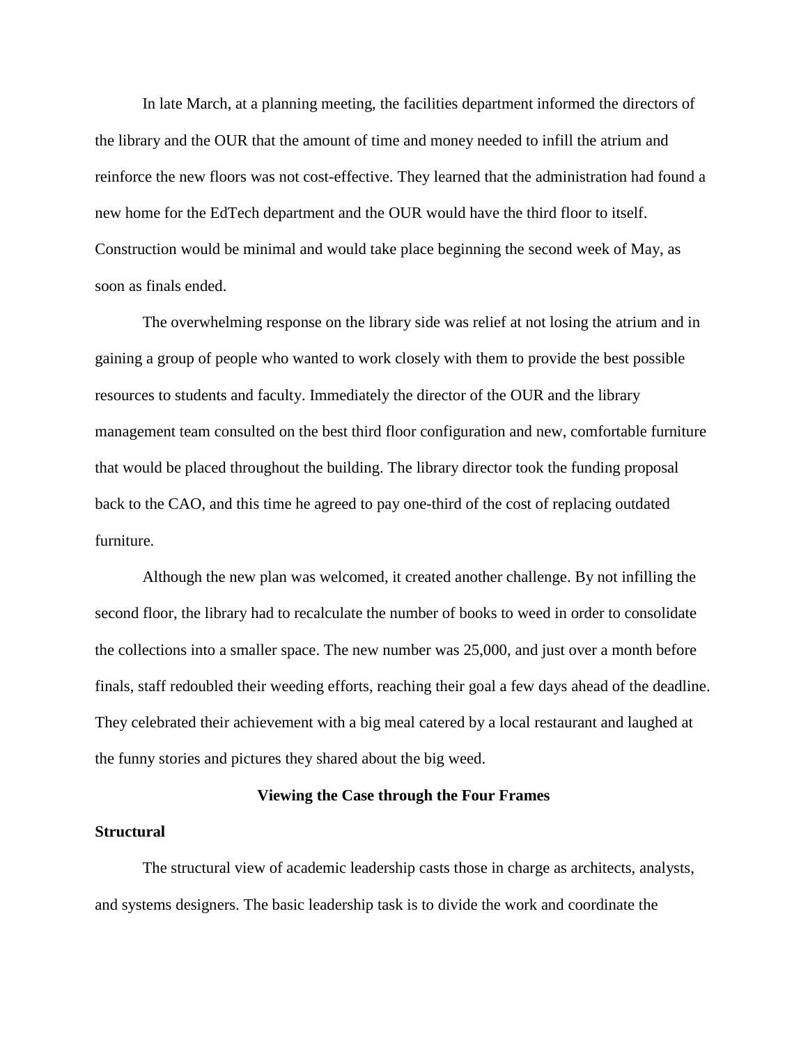In late March, at a planning meeting, the facilities department informed the directors of the library and the OUR that the amount of time and money needed to infill the atrium and reinforce the new floors was not cost-effective. They learned that the administration had found a new home for the EdTech department and the OUR would have the third floor to itself. Construction would be minimal and would take place beginning the second week of May, as soon as finals ended.

The overwhelming response on the library side was relief at not losing the atrium and in gaining a group of people who wanted to work closely with them to provide the best possible resources to students and faculty. Immediately the director of the OUR and the library management team consulted on the best third floor configuration and new, comfortable furniture that would be placed throughout the building. The library director took the funding proposal back to the CAO, and this time he agreed to pay one-third of the cost of replacing outdated furniture.

Although the new plan was welcomed, it created another challenge. By not infilling the second floor, the library had to recalculate the number of books to weed in order to consolidate the collections into a smaller space. The new number was 25,000, and just over a month before finals, staff redoubled their weeding efforts, reaching their goal a few days ahead of the deadline. They celebrated their achievement with a big meal catered by a local restaurant and laughed at the funny stories and pictures they shared about the big weed.

## Viewing the Case through the Four Frames

### Structural

The structural view of academic leadership casts those in charge as architects, analysts, and systems designers. The basic leadership task is to divide the work and coordinate the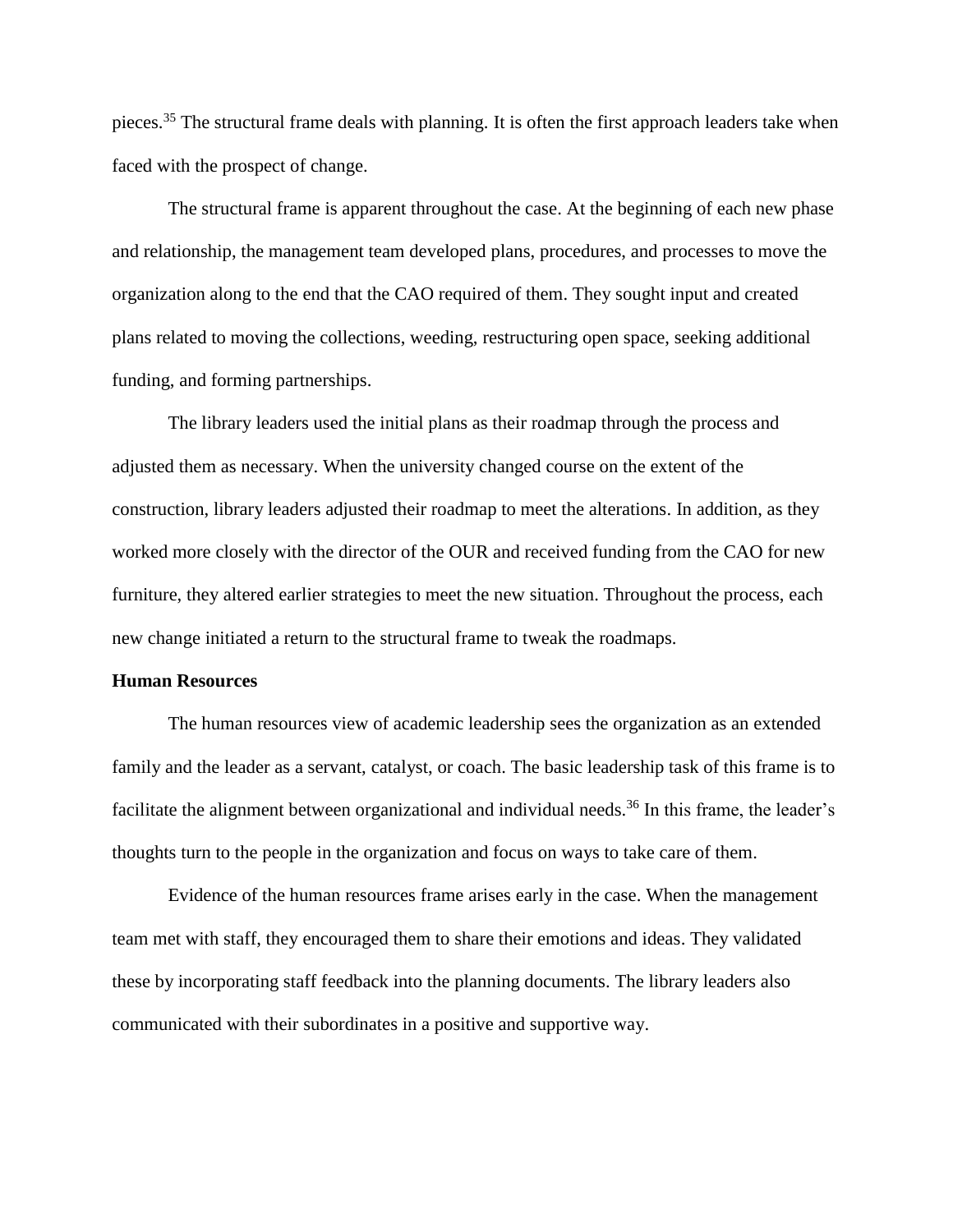pieces.[35] The structural frame deals with planning. It is often the first approach leaders take when faced with the prospect of change.

The structural frame is apparent throughout the case. At the beginning of each new phase and relationship, the management team developed plans, procedures, and processes to move the organization along to the end that the CAO required of them. They sought input and created plans related to moving the collections, weeding, restructuring open space, seeking additional funding, and forming partnerships.

The library leaders used the initial plans as their roadmap through the process and adjusted them as necessary. When the university changed course on the extent of the construction, library leaders adjusted their roadmap to meet the alterations. In addition, as they worked more closely with the director of the OUR and received funding from the CAO for new furniture, they altered earlier strategies to meet the new situation. Throughout the process, each new change initiated a return to the structural frame to tweak the roadmaps.

**Human Resources**

The human resources view of academic leadership sees the organization as an extended family and the leader as a servant, catalyst, or coach. The basic leadership task of this frame is to facilitate the alignment between organizational and individual needs.[36] In this frame, the leader's thoughts turn to the people in the organization and focus on ways to take care of them.

Evidence of the human resources frame arises early in the case. When the management team met with staff, they encouraged them to share their emotions and ideas. They validated these by incorporating staff feedback into the planning documents. The library leaders also communicated with their subordinates in a positive and supportive way.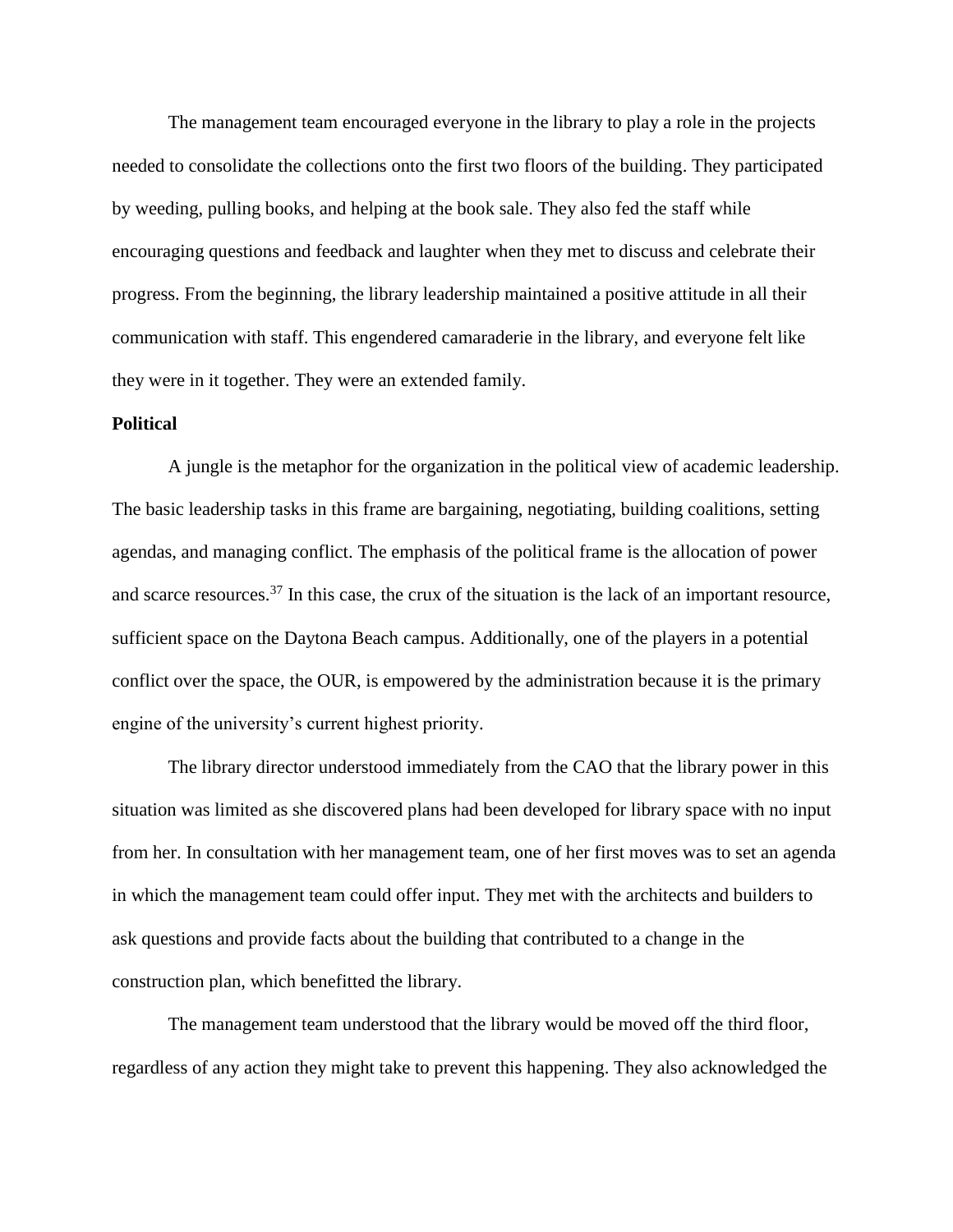The management team encouraged everyone in the library to play a role in the projects needed to consolidate the collections onto the first two floors of the building. They participated by weeding, pulling books, and helping at the book sale. They also fed the staff while encouraging questions and feedback and laughter when they met to discuss and celebrate their progress. From the beginning, the library leadership maintained a positive attitude in all their communication with staff. This engendered camaraderie in the library, and everyone felt like they were in it together. They were an extended family.

**Political**

A jungle is the metaphor for the organization in the political view of academic leadership. The basic leadership tasks in this frame are bargaining, negotiating, building coalitions, setting agendas, and managing conflict. The emphasis of the political frame is the allocation of power and scarce resources.[37] In this case, the crux of the situation is the lack of an important resource, sufficient space on the Daytona Beach campus. Additionally, one of the players in a potential conflict over the space, the OUR, is empowered by the administration because it is the primary engine of the university's current highest priority.

The library director understood immediately from the CAO that the library power in this situation was limited as she discovered plans had been developed for library space with no input from her. In consultation with her management team, one of her first moves was to set an agenda in which the management team could offer input. They met with the architects and builders to ask questions and provide facts about the building that contributed to a change in the construction plan, which benefitted the library.

The management team understood that the library would be moved off the third floor, regardless of any action they might take to prevent this happening. They also acknowledged the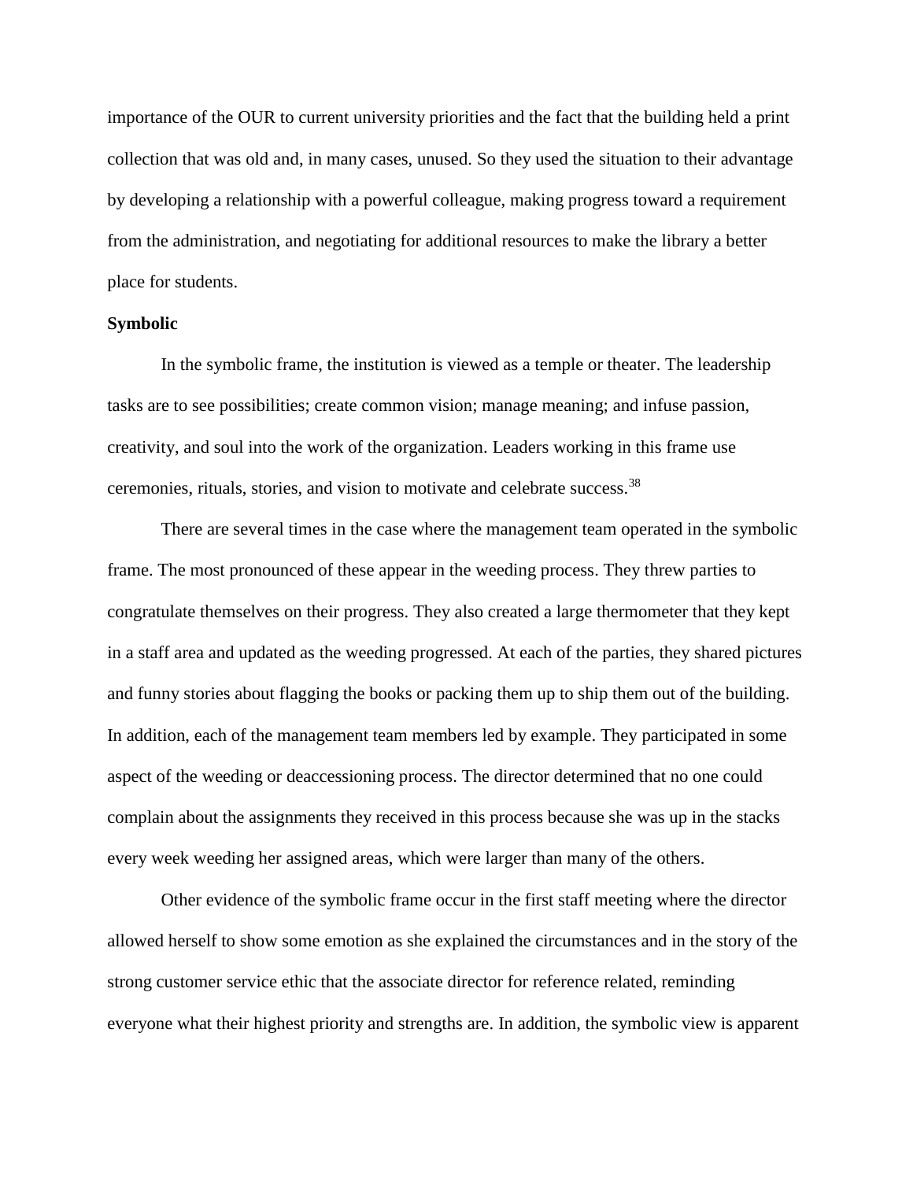importance of the OUR to current university priorities and the fact that the building held a print collection that was old and, in many cases, unused. So they used the situation to their advantage by developing a relationship with a powerful colleague, making progress toward a requirement from the administration, and negotiating for additional resources to make the library a better place for students.

**Symbolic**

In the symbolic frame, the institution is viewed as a temple or theater. The leadership tasks are to see possibilities; create common vision; manage meaning; and infuse passion, creativity, and soul into the work of the organization. Leaders working in this frame use ceremonies, rituals, stories, and vision to motivate and celebrate success.[38]

There are several times in the case where the management team operated in the symbolic frame. The most pronounced of these appear in the weeding process. They threw parties to congratulate themselves on their progress. They also created a large thermometer that they kept in a staff area and updated as the weeding progressed. At each of the parties, they shared pictures and funny stories about flagging the books or packing them up to ship them out of the building. In addition, each of the management team members led by example. They participated in some aspect of the weeding or deaccessioning process. The director determined that no one could complain about the assignments they received in this process because she was up in the stacks every week weeding her assigned areas, which were larger than many of the others.

Other evidence of the symbolic frame occur in the first staff meeting where the director allowed herself to show some emotion as she explained the circumstances and in the story of the strong customer service ethic that the associate director for reference related, reminding everyone what their highest priority and strengths are. In addition, the symbolic view is apparent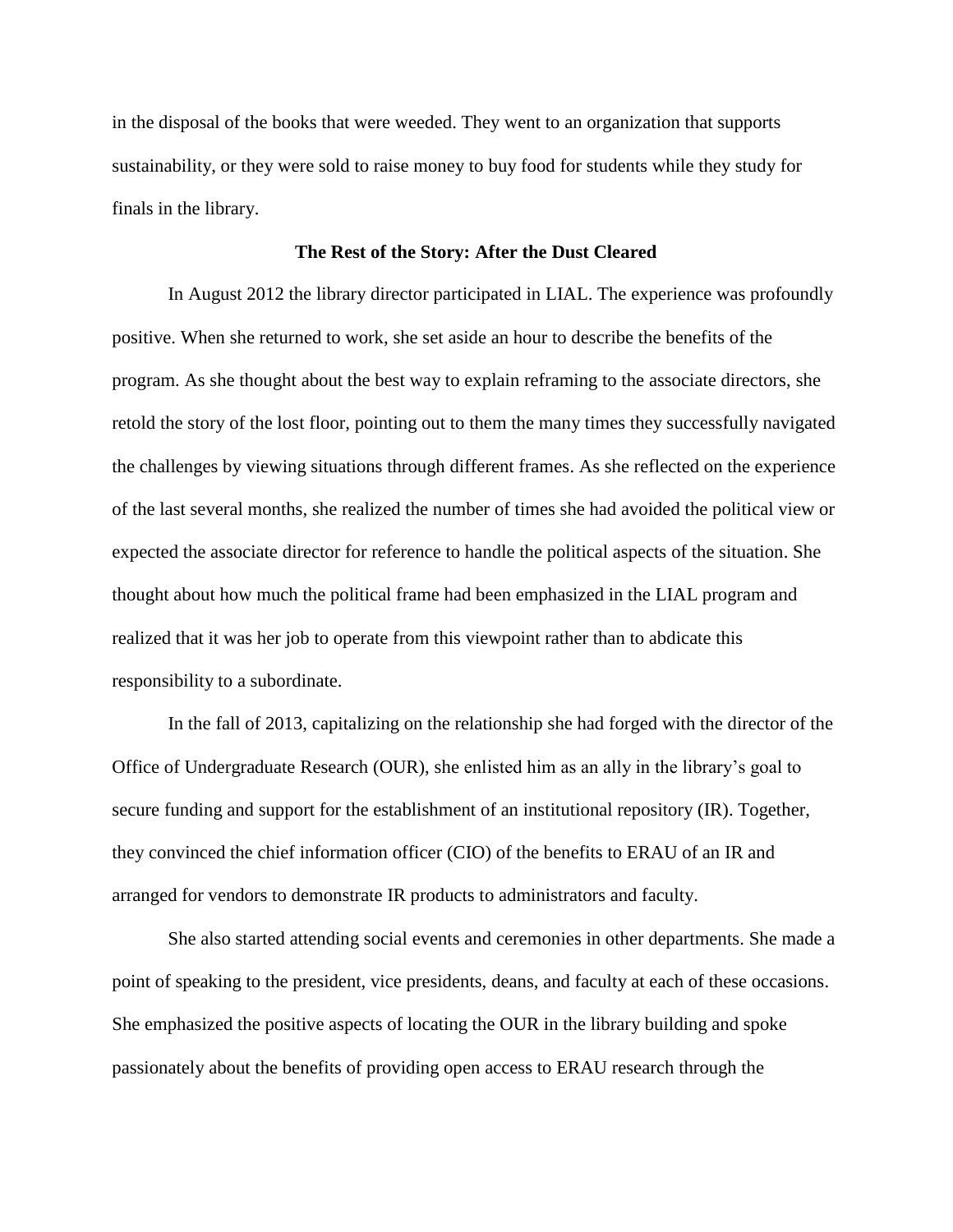in the disposal of the books that were weeded. They went to an organization that supports sustainability, or they were sold to raise money to buy food for students while they study for finals in the library.

## The Rest of the Story: After the Dust Cleared

In August 2012 the library director participated in LIAL. The experience was profoundly positive. When she returned to work, she set aside an hour to describe the benefits of the program. As she thought about the best way to explain reframing to the associate directors, she retold the story of the lost floor, pointing out to them the many times they successfully navigated the challenges by viewing situations through different frames. As she reflected on the experience of the last several months, she realized the number of times she had avoided the political view or expected the associate director for reference to handle the political aspects of the situation. She thought about how much the political frame had been emphasized in the LIAL program and realized that it was her job to operate from this viewpoint rather than to abdicate this responsibility to a subordinate.

In the fall of 2013, capitalizing on the relationship she had forged with the director of the Office of Undergraduate Research (OUR), she enlisted him as an ally in the library's goal to secure funding and support for the establishment of an institutional repository (IR). Together, they convinced the chief information officer (CIO) of the benefits to ERAU of an IR and arranged for vendors to demonstrate IR products to administrators and faculty.

She also started attending social events and ceremonies in other departments. She made a point of speaking to the president, vice presidents, deans, and faculty at each of these occasions. She emphasized the positive aspects of locating the OUR in the library building and spoke passionately about the benefits of providing open access to ERAU research through the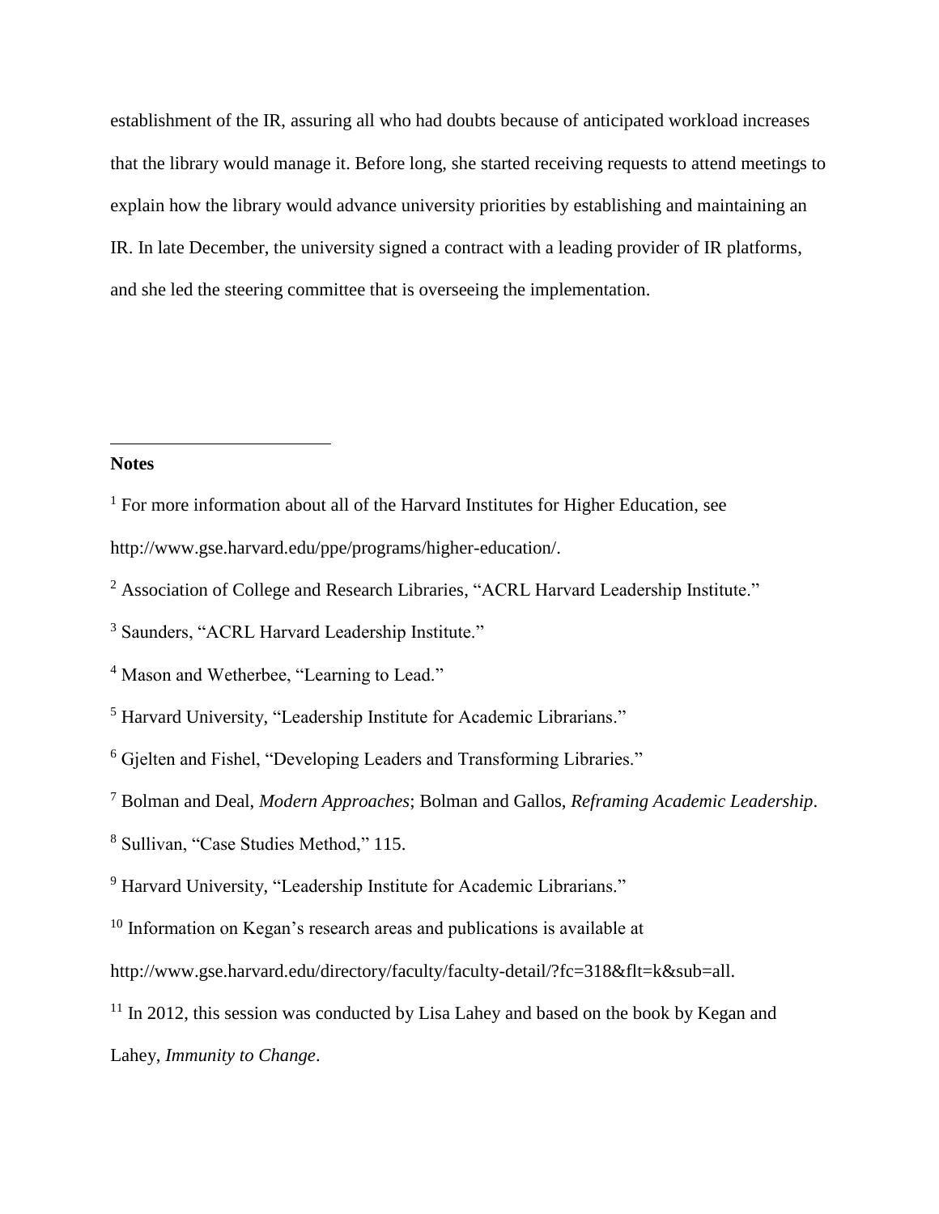establishment of the IR, assuring all who had doubts because of anticipated workload increases that the library would manage it. Before long, she started receiving requests to attend meetings to explain how the library would advance university priorities by establishing and maintaining an IR. In late December, the university signed a contract with a leading provider of IR platforms, and she led the steering committee that is overseeing the implementation.

**Notes**

[1] For more information about all of the Harvard Institutes for Higher Education, see http://www.gse.harvard.edu/ppe/programs/higher-education/.

[2] Association of College and Research Libraries, "ACRL Harvard Leadership Institute."

[3] Saunders, "ACRL Harvard Leadership Institute."

[4] Mason and Wetherbee, "Learning to Lead."

[5] Harvard University, "Leadership Institute for Academic Librarians."

[6] Gjelten and Fishel, "Developing Leaders and Transforming Libraries."

[7] Bolman and Deal, *Modern Approaches*; Bolman and Gallos, *Reframing Academic Leadership*.

[8] Sullivan, "Case Studies Method," 115.

[9] Harvard University, "Leadership Institute for Academic Librarians."

[10] Information on Kegan's research areas and publications is available at http://www.gse.harvard.edu/directory/faculty/faculty-detail/?fc=318&flt=k&sub=all.

[11] In 2012, this session was conducted by Lisa Lahey and based on the book by Kegan and Lahey, *Immunity to Change*.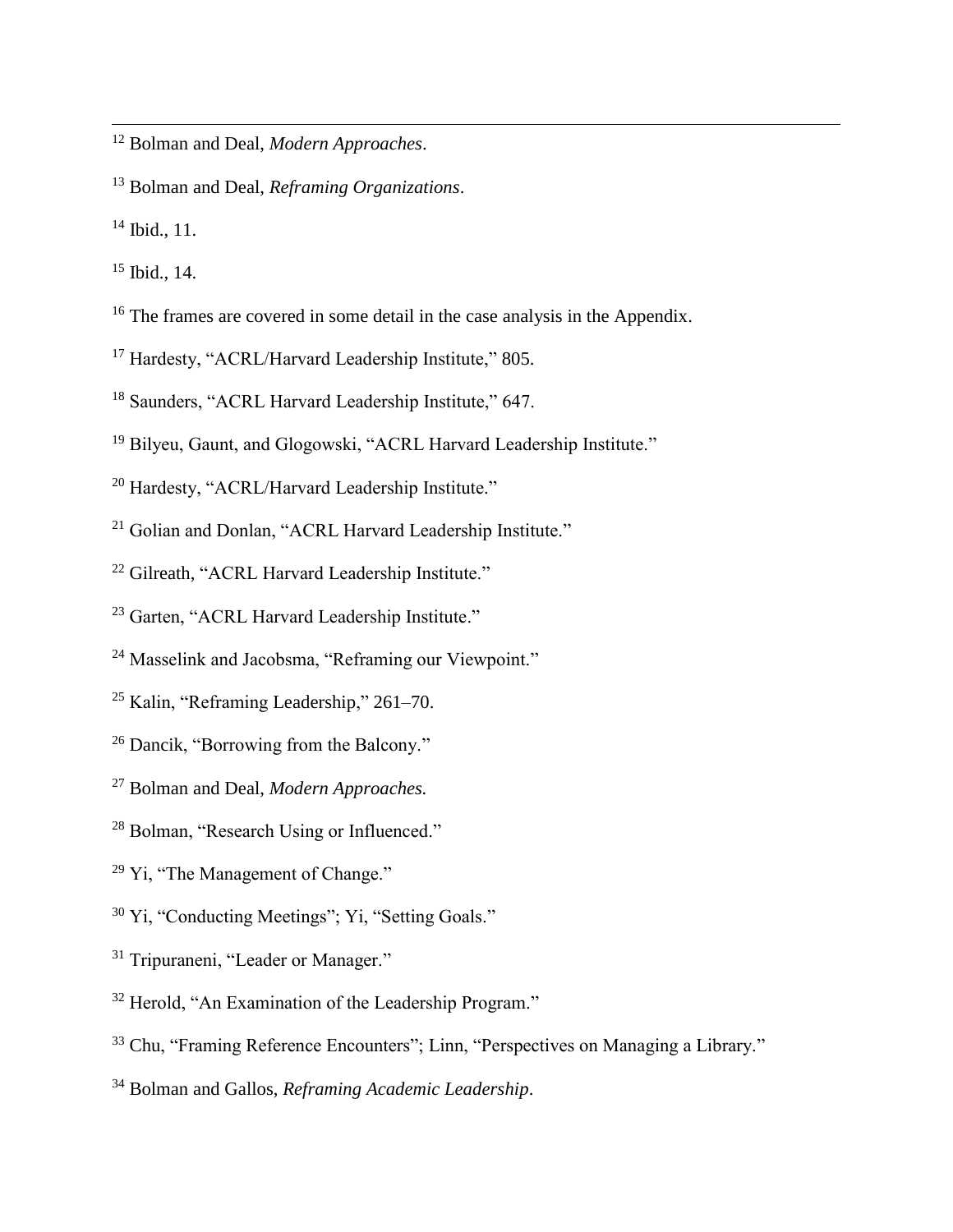[12] Bolman and Deal, *Modern Approaches*.

[13] Bolman and Deal, *Reframing Organizations*.

[14] Ibid., 11.

[15] Ibid., 14.

[16] The frames are covered in some detail in the case analysis in the Appendix.

[17] Hardesty, "ACRL/Harvard Leadership Institute," 805.

[18] Saunders, "ACRL Harvard Leadership Institute," 647.

[19] Bilyeu, Gaunt, and Glogowski, "ACRL Harvard Leadership Institute."

[20] Hardesty, "ACRL/Harvard Leadership Institute."

[21] Golian and Donlan, "ACRL Harvard Leadership Institute."

[22] Gilreath, "ACRL Harvard Leadership Institute."

[23] Garten, "ACRL Harvard Leadership Institute."

[24] Masselink and Jacobsma, "Reframing our Viewpoint."

[25] Kalin, "Reframing Leadership," 261–70.

[26] Dancik, "Borrowing from the Balcony."

[27] Bolman and Deal, *Modern Approaches.*

[28] Bolman, "Research Using or Influenced."

[29] Yi, "The Management of Change."

[30] Yi, "Conducting Meetings"; Yi, "Setting Goals."

[31] Tripuraneni, "Leader or Manager."

[32] Herold, "An Examination of the Leadership Program."

[33] Chu, "Framing Reference Encounters"; Linn, "Perspectives on Managing a Library."

[34] Bolman and Gallos, *Reframing Academic Leadership*.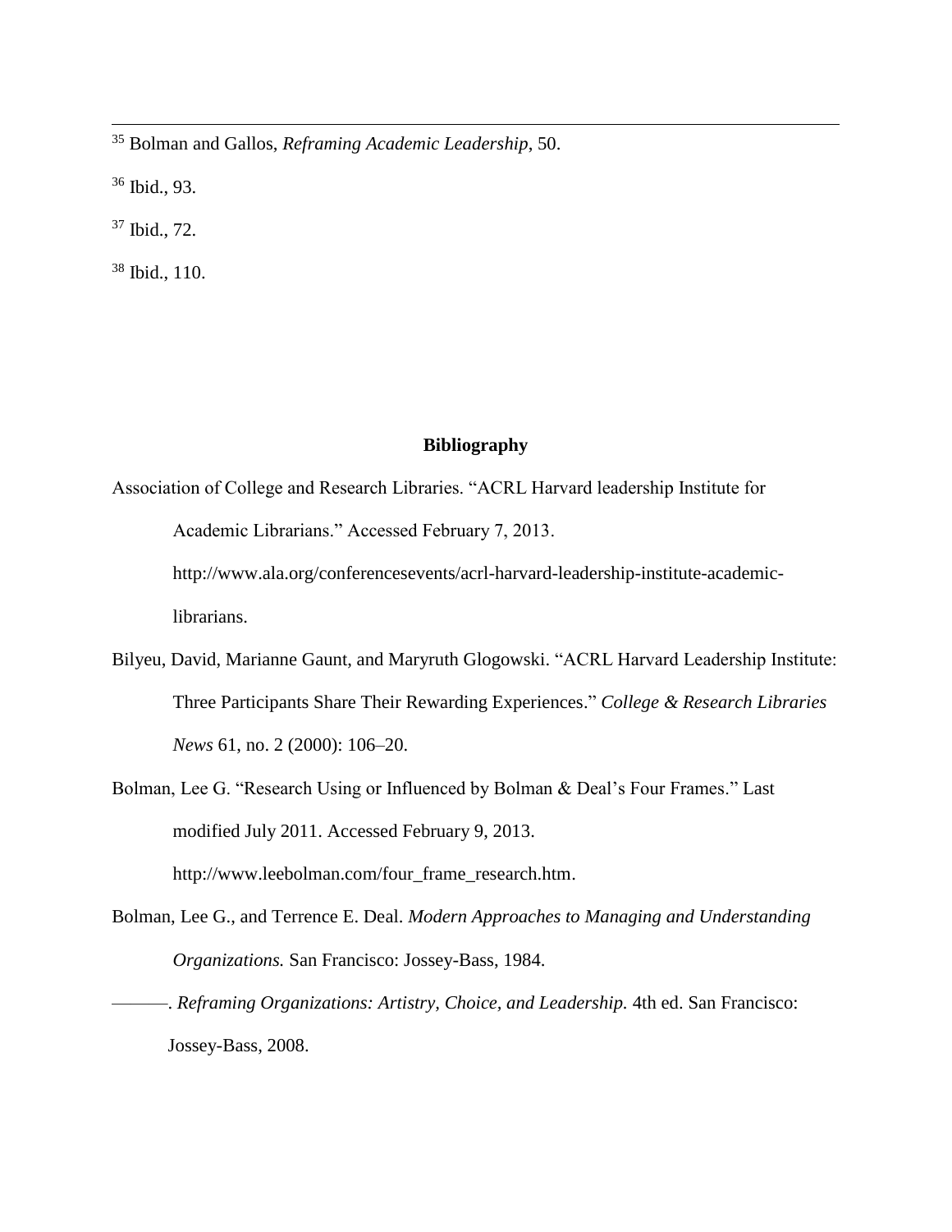[35] Bolman and Gallos, *Reframing Academic Leadership*, 50.

[36] Ibid., 93.

[37] Ibid., 72.

[38] Ibid., 110.

## Bibliography

Association of College and Research Libraries. "ACRL Harvard leadership Institute for Academic Librarians." Accessed February 7, 2013. http://www.ala.org/conferencesevents/acrl-harvard-leadership-institute-academic-librarians.

Bilyeu, David, Marianne Gaunt, and Maryruth Glogowski. "ACRL Harvard Leadership Institute: Three Participants Share Their Rewarding Experiences." *College & Research Libraries News* 61, no. 2 (2000): 106–20.

Bolman, Lee G. "Research Using or Influenced by Bolman & Deal's Four Frames." Last modified July 2011. Accessed February 9, 2013. http://www.leebolman.com/four_frame_research.htm.

Bolman, Lee G., and Terrence E. Deal. *Modern Approaches to Managing and Understanding Organizations.* San Francisco: Jossey-Bass, 1984.

———. *Reframing Organizations: Artistry, Choice, and Leadership.* 4th ed. San Francisco: Jossey-Bass, 2008.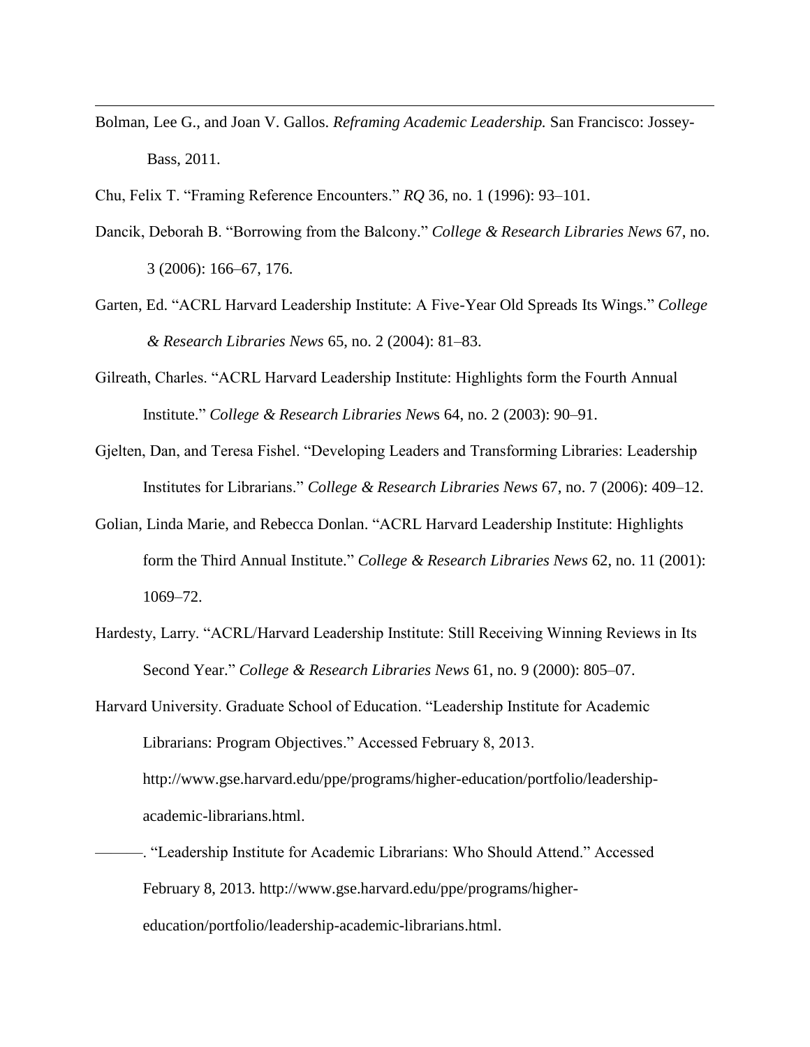Bolman, Lee G., and Joan V. Gallos. *Reframing Academic Leadership.* San Francisco: Jossey-Bass, 2011.

Chu, Felix T. "Framing Reference Encounters." *RQ* 36, no. 1 (1996): 93–101.

Dancik, Deborah B. "Borrowing from the Balcony." *College & Research Libraries News* 67, no. 3 (2006): 166–67, 176.

Garten, Ed. "ACRL Harvard Leadership Institute: A Five-Year Old Spreads Its Wings." *College & Research Libraries News* 65, no. 2 (2004): 81–83.

Gilreath, Charles. "ACRL Harvard Leadership Institute: Highlights form the Fourth Annual Institute." *College & Research Libraries News* 64, no. 2 (2003): 90–91.

Gjelten, Dan, and Teresa Fishel. "Developing Leaders and Transforming Libraries: Leadership Institutes for Librarians." *College & Research Libraries News* 67, no. 7 (2006): 409–12.

Golian, Linda Marie, and Rebecca Donlan. "ACRL Harvard Leadership Institute: Highlights form the Third Annual Institute." *College & Research Libraries News* 62, no. 11 (2001): 1069–72.

Hardesty, Larry. "ACRL/Harvard Leadership Institute: Still Receiving Winning Reviews in Its Second Year." *College & Research Libraries News* 61, no. 9 (2000): 805–07.

Harvard University. Graduate School of Education. "Leadership Institute for Academic Librarians: Program Objectives." Accessed February 8, 2013. http://www.gse.harvard.edu/ppe/programs/higher-education/portfolio/leadership-academic-librarians.html.

———. "Leadership Institute for Academic Librarians: Who Should Attend." Accessed February 8, 2013. http://www.gse.harvard.edu/ppe/programs/higher-education/portfolio/leadership-academic-librarians.html.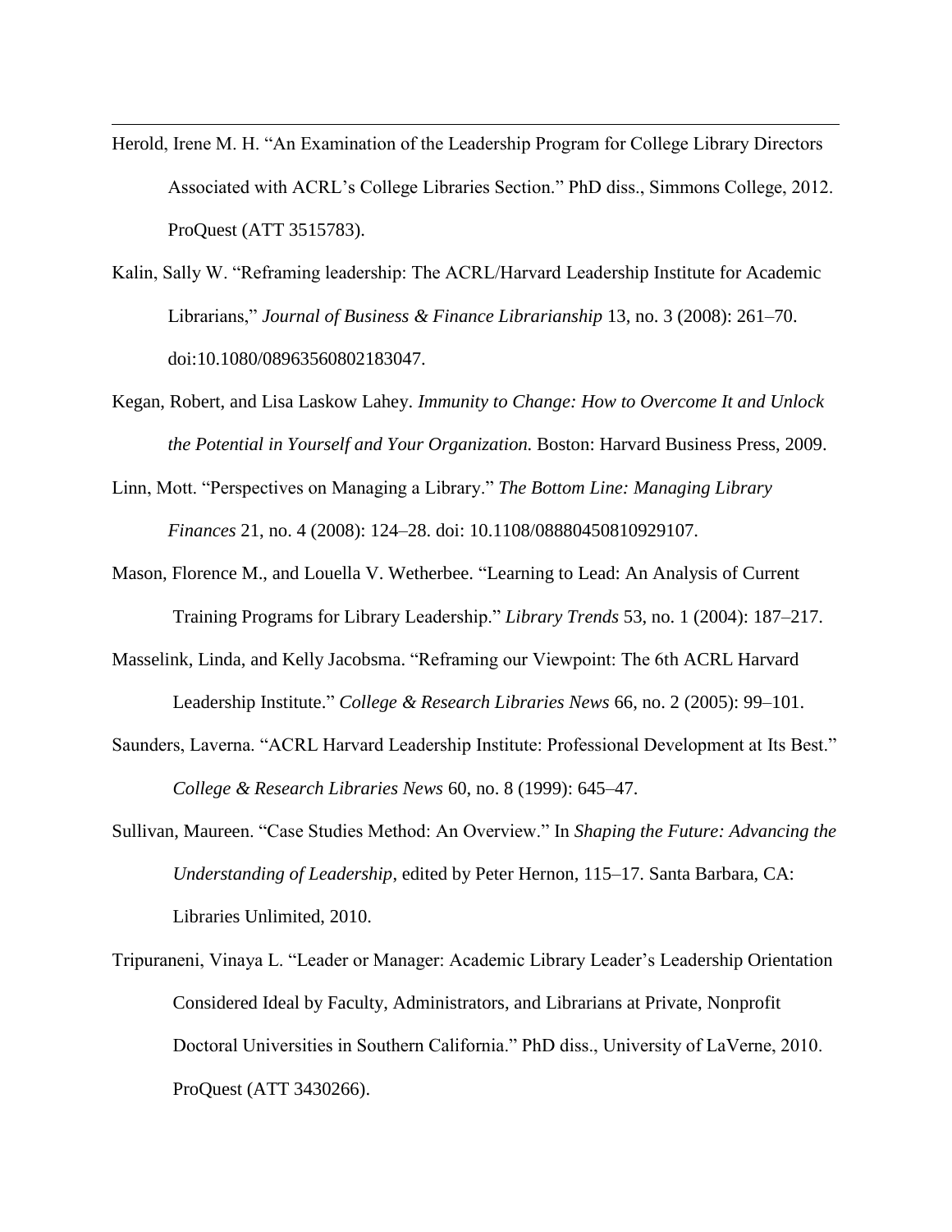Herold, Irene M. H. "An Examination of the Leadership Program for College Library Directors Associated with ACRL's College Libraries Section." PhD diss., Simmons College, 2012. ProQuest (ATT 3515783).

Kalin, Sally W. "Reframing leadership: The ACRL/Harvard Leadership Institute for Academic Librarians," *Journal of Business & Finance Librarianship* 13, no. 3 (2008): 261–70. doi:10.1080/08963560802183047.

Kegan, Robert, and Lisa Laskow Lahey. *Immunity to Change: How to Overcome It and Unlock the Potential in Yourself and Your Organization.* Boston: Harvard Business Press, 2009.

Linn, Mott. "Perspectives on Managing a Library." *The Bottom Line: Managing Library Finances* 21, no. 4 (2008): 124–28. doi: 10.1108/08880450810929107.

Mason, Florence M., and Louella V. Wetherbee. "Learning to Lead: An Analysis of Current Training Programs for Library Leadership." *Library Trends* 53, no. 1 (2004): 187–217.

Masselink, Linda, and Kelly Jacobsma. "Reframing our Viewpoint: The 6th ACRL Harvard Leadership Institute." *College & Research Libraries News* 66, no. 2 (2005): 99–101.

Saunders, Laverna. "ACRL Harvard Leadership Institute: Professional Development at Its Best." *College & Research Libraries News* 60, no. 8 (1999): 645–47.

Sullivan, Maureen. "Case Studies Method: An Overview." In *Shaping the Future: Advancing the Understanding of Leadership*, edited by Peter Hernon, 115–17. Santa Barbara, CA: Libraries Unlimited, 2010.

Tripuraneni, Vinaya L. "Leader or Manager: Academic Library Leader's Leadership Orientation Considered Ideal by Faculty, Administrators, and Librarians at Private, Nonprofit Doctoral Universities in Southern California." PhD diss., University of LaVerne, 2010. ProQuest (ATT 3430266).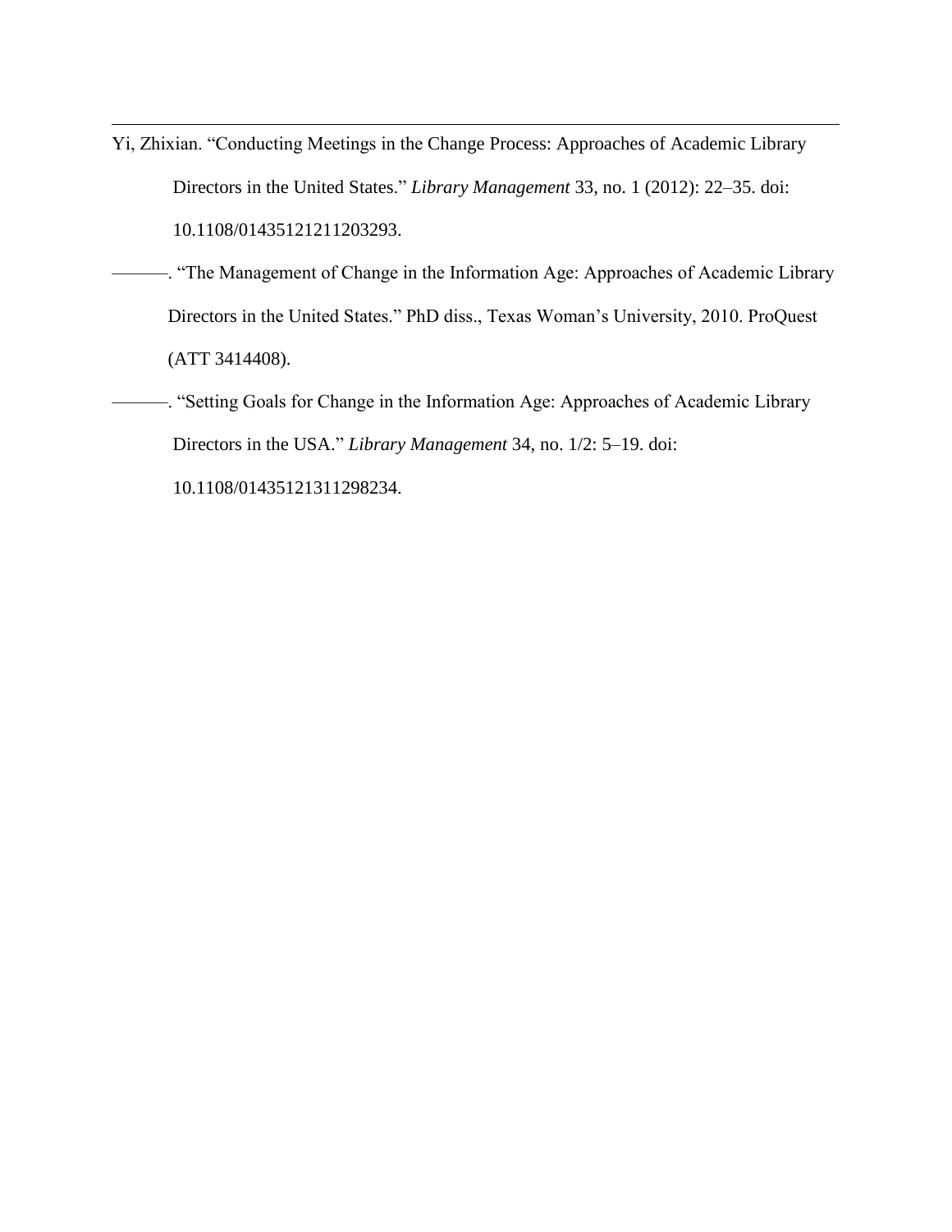Yi, Zhixian. “Conducting Meetings in the Change Process: Approaches of Academic Library Directors in the United States.” *Library Management* 33, no. 1 (2012): 22–35. doi: 10.1108/01435121211203293.

———. “The Management of Change in the Information Age: Approaches of Academic Library Directors in the United States.” PhD diss., Texas Woman’s University, 2010. ProQuest (ATT 3414408).

———. “Setting Goals for Change in the Information Age: Approaches of Academic Library Directors in the USA.” *Library Management* 34, no. 1/2: 5–19. doi: 10.1108/01435121311298234.